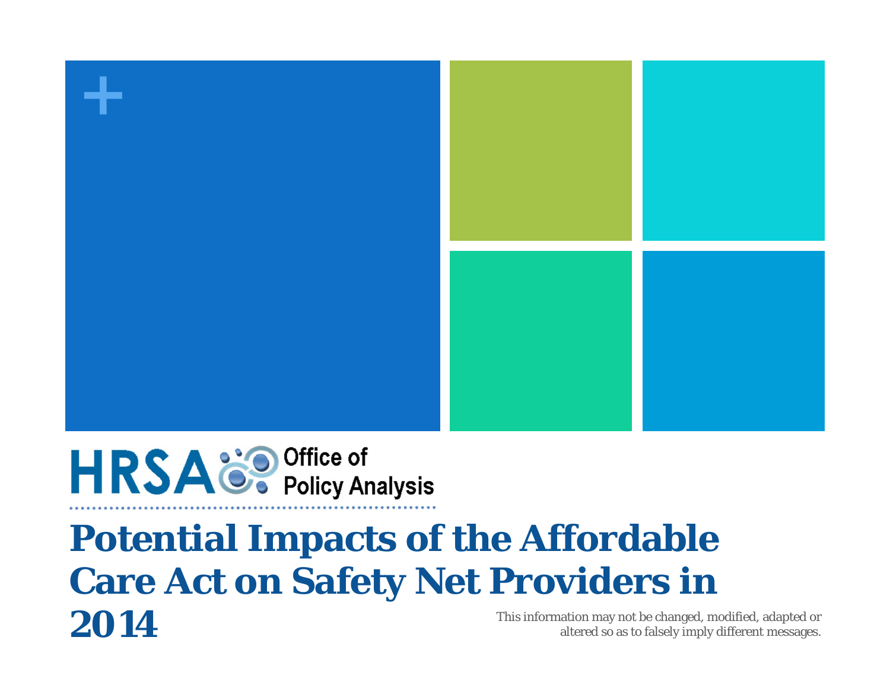HRSA Office of Policy Analysis

# Potential Impacts of the Affordable Care Act on Safety Net Providers in 2014

This information may not be changed, modified, adapted or altered so as to falsely imply different messages.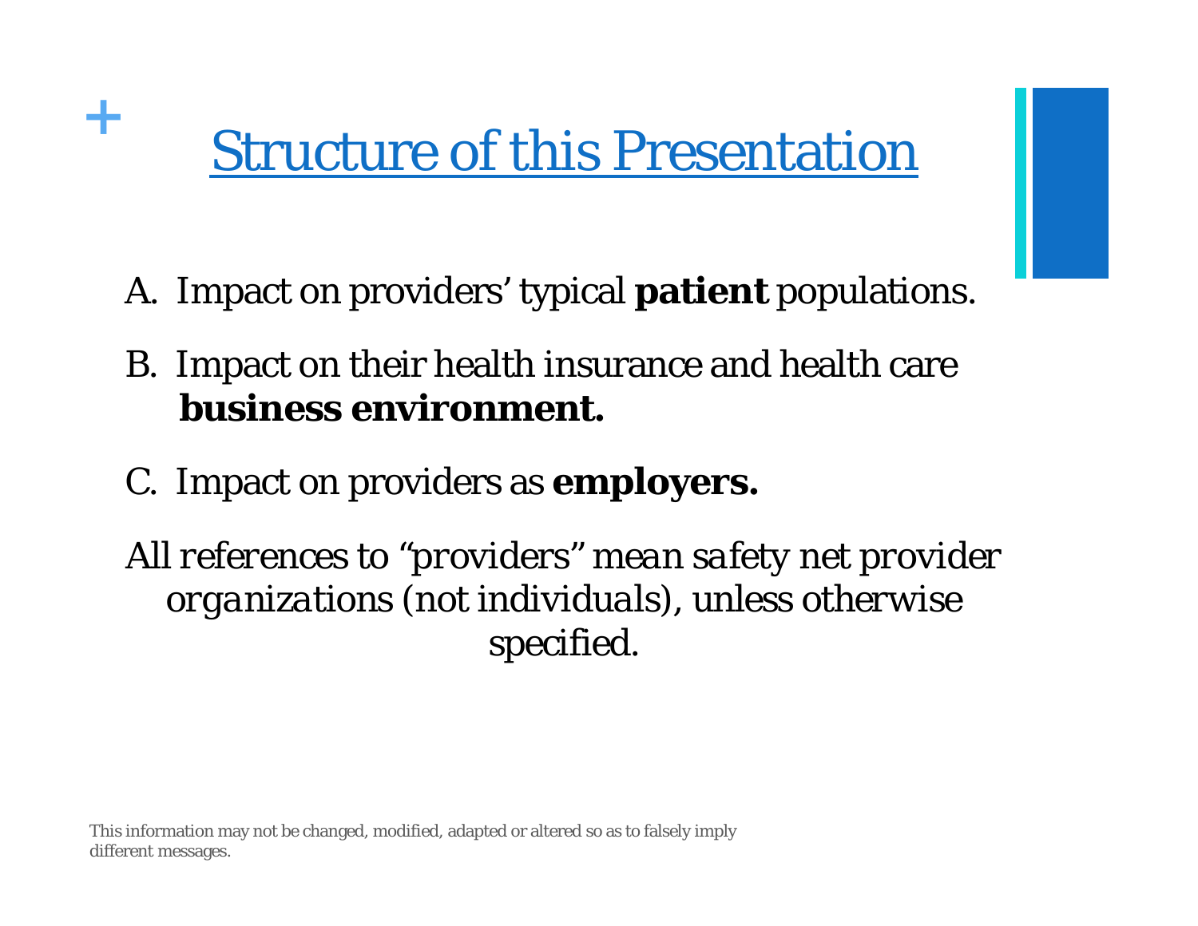# Structure of this Presentation

A. Impact on providers' typical **patient** populations.

B. Impact on their health insurance and health care **business environment.**

C. Impact on providers as **employers.**

*All references to "providers" mean safety net provider organizations (not individuals), unless otherwise specified.*

This information may not be changed, modified, adapted or altered so as to falsely imply different messages.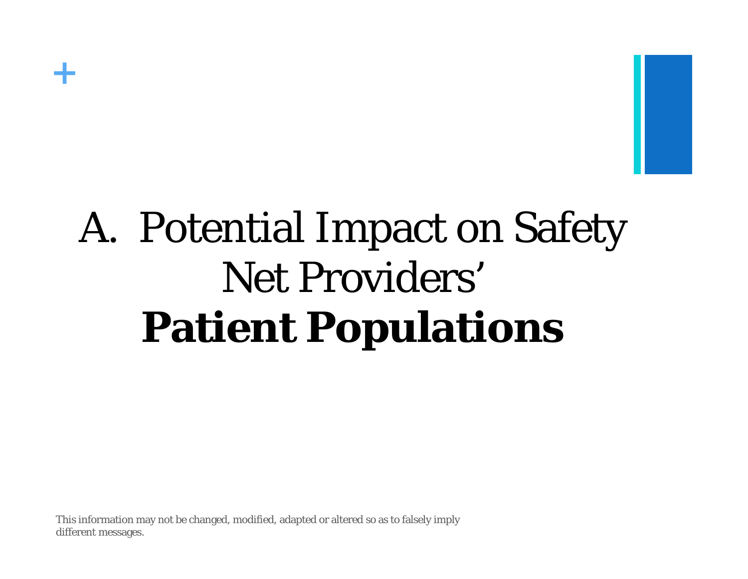# A. Potential Impact on Safety Net Providers' **Patient Populations**

This information may not be changed, modified, adapted or altered so as to falsely imply different messages.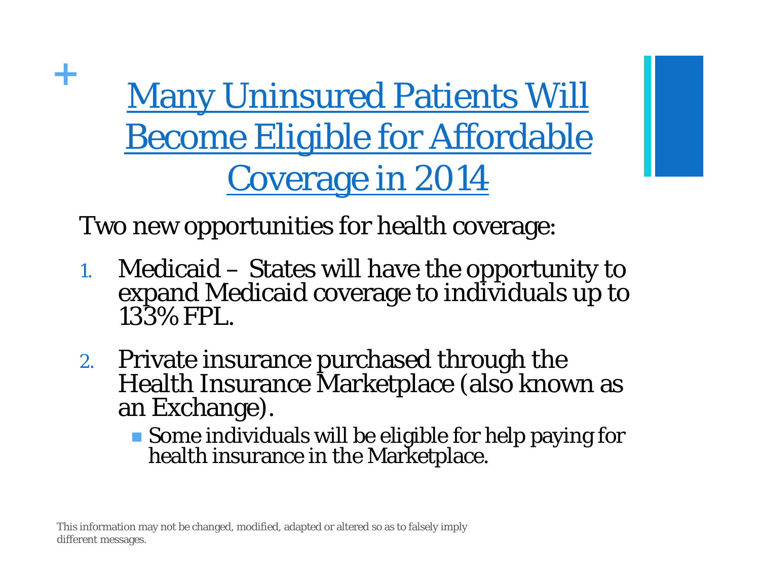# Many Uninsured Patients Will Become Eligible for Affordable Coverage in 2014

Two new opportunities for health coverage:

1. Medicaid – States will have the opportunity to expand Medicaid coverage to individuals up to 133% FPL.

2. Private insurance purchased through the Health Insurance Marketplace (also known as an Exchange).
   - Some individuals will be eligible for help paying for health insurance in the Marketplace.

This information may not be changed, modified, adapted or altered so as to falsely imply different messages.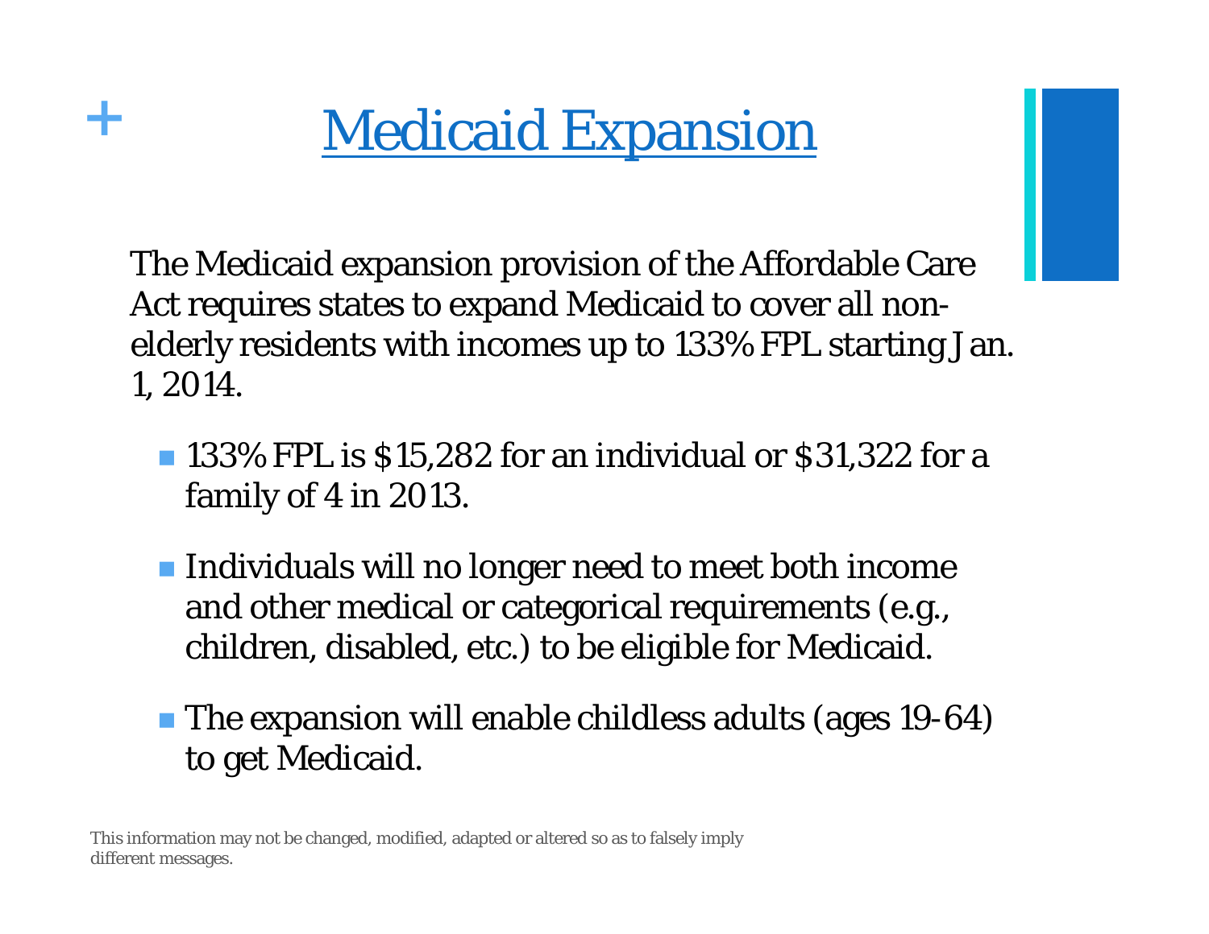# Medicaid Expansion

The Medicaid expansion provision of the Affordable Care Act requires states to expand Medicaid to cover all non-elderly residents with incomes up to 133% FPL starting Jan. 1, 2014.

- 133% FPL is $15,282 for an individual or $31,322 for a family of 4 in 2013.
- Individuals will no longer need to meet both income and other medical or categorical requirements (e.g., children, disabled, etc.) to be eligible for Medicaid.
- The expansion will enable childless adults (ages 19-64) to get Medicaid.

This information may not be changed, modified, adapted or altered so as to falsely imply different messages.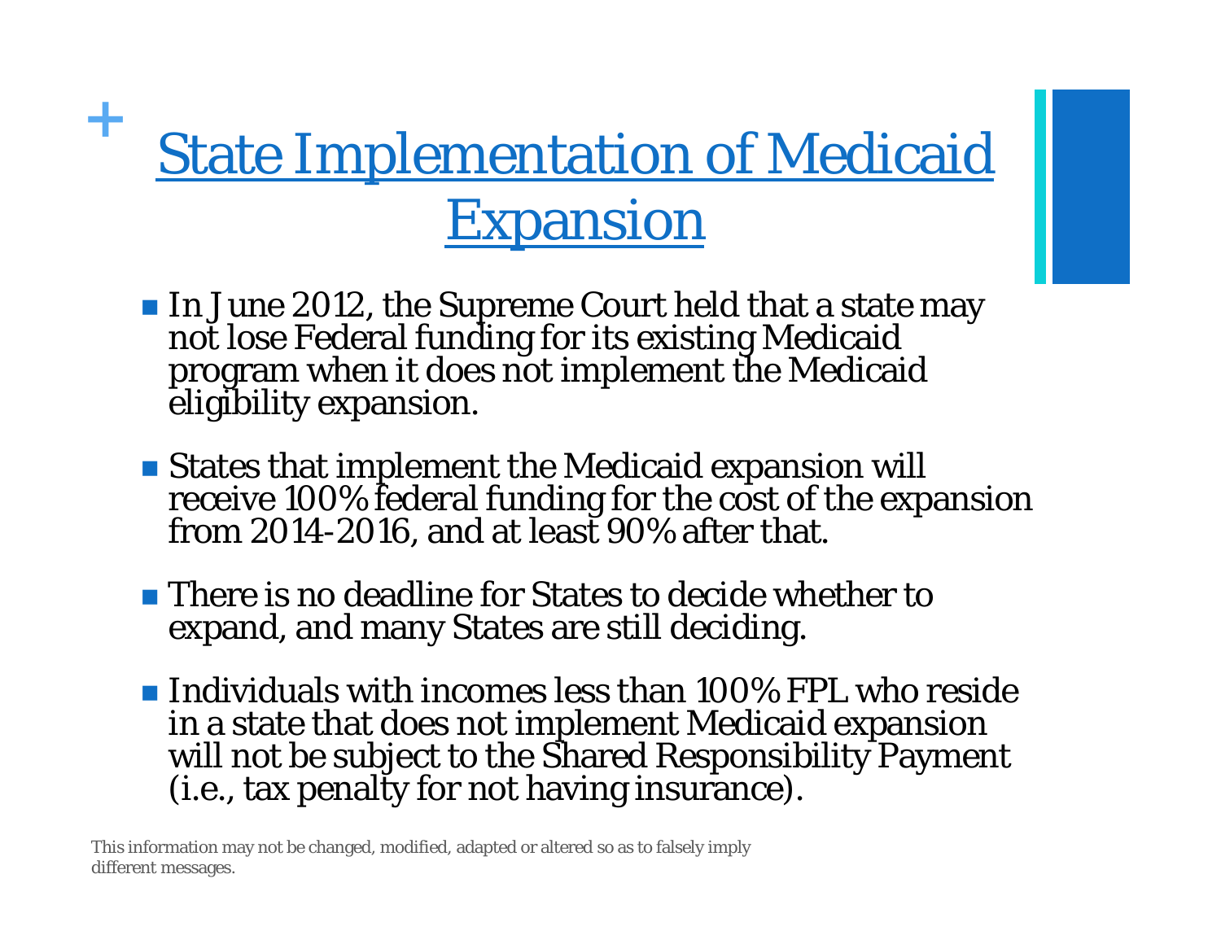# State Implementation of Medicaid Expansion

- In June 2012, the Supreme Court held that a state may not lose Federal funding for its existing Medicaid program when it does not implement the Medicaid eligibility expansion.
- States that implement the Medicaid expansion will receive 100% federal funding for the cost of the expansion from 2014-2016, and at least 90% after that.
- There is no deadline for States to decide whether to expand, and many States are still deciding.
- Individuals with incomes less than 100% FPL who reside in a state that does not implement Medicaid expansion will not be subject to the Shared Responsibility Payment (i.e., tax penalty for not having insurance).

This information may not be changed, modified, adapted or altered so as to falsely imply different messages.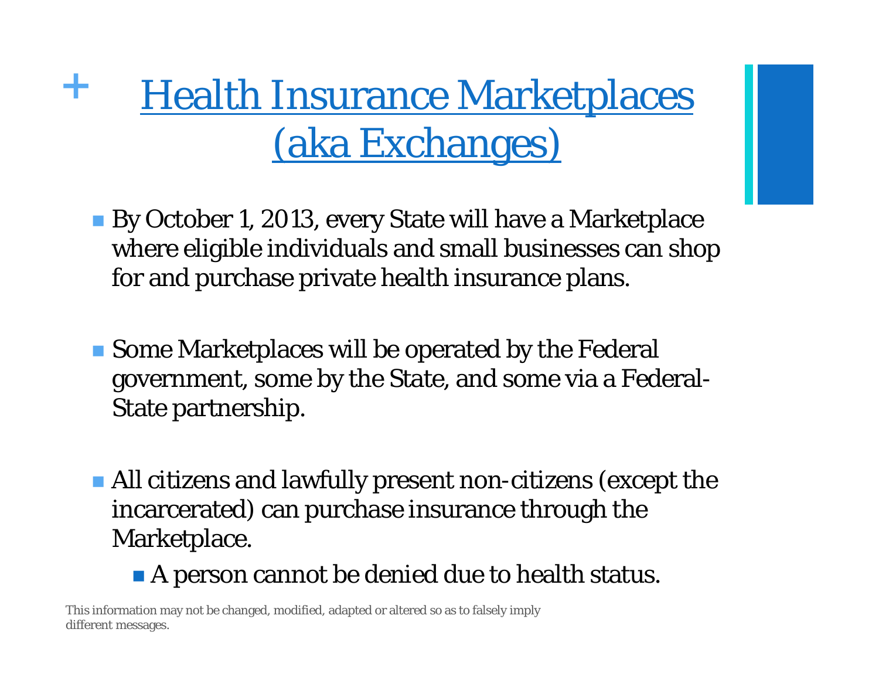# Health Insurance Marketplaces (aka Exchanges)

- By October 1, 2013, every State will have a Marketplace where eligible individuals and small businesses can shop for and purchase private health insurance plans.

- Some Marketplaces will be operated by the Federal government, some by the State, and some via a Federal-State partnership.

- All citizens and lawfully present non-citizens (except the incarcerated) can purchase insurance through the Marketplace.
  - A person cannot be denied due to health status.

This information may not be changed, modified, adapted or altered so as to falsely imply different messages.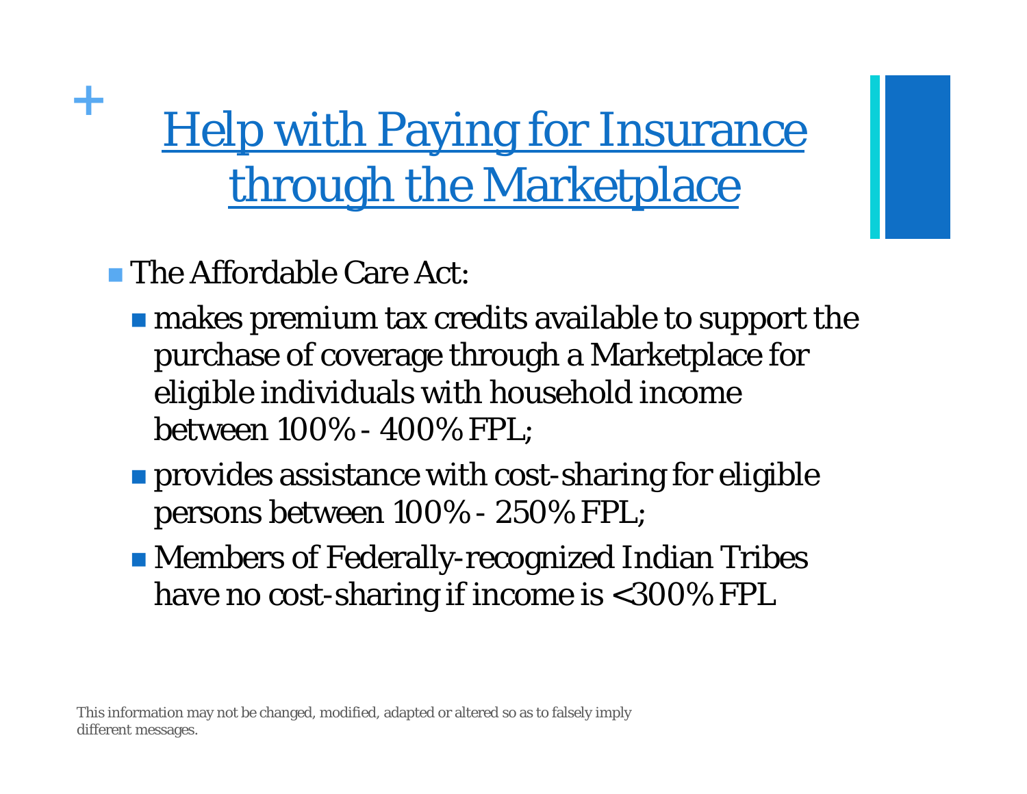# Help with Paying for Insurance through the Marketplace

- The Affordable Care Act:
  - makes premium tax credits available to support the purchase of coverage through a Marketplace for eligible individuals with household income between 100% - 400% FPL;
  - provides assistance with cost-sharing for eligible persons between 100% - 250% FPL;
  - Members of Federally-recognized Indian Tribes have no cost-sharing if income is <300% FPL

This information may not be changed, modified, adapted or altered so as to falsely imply different messages.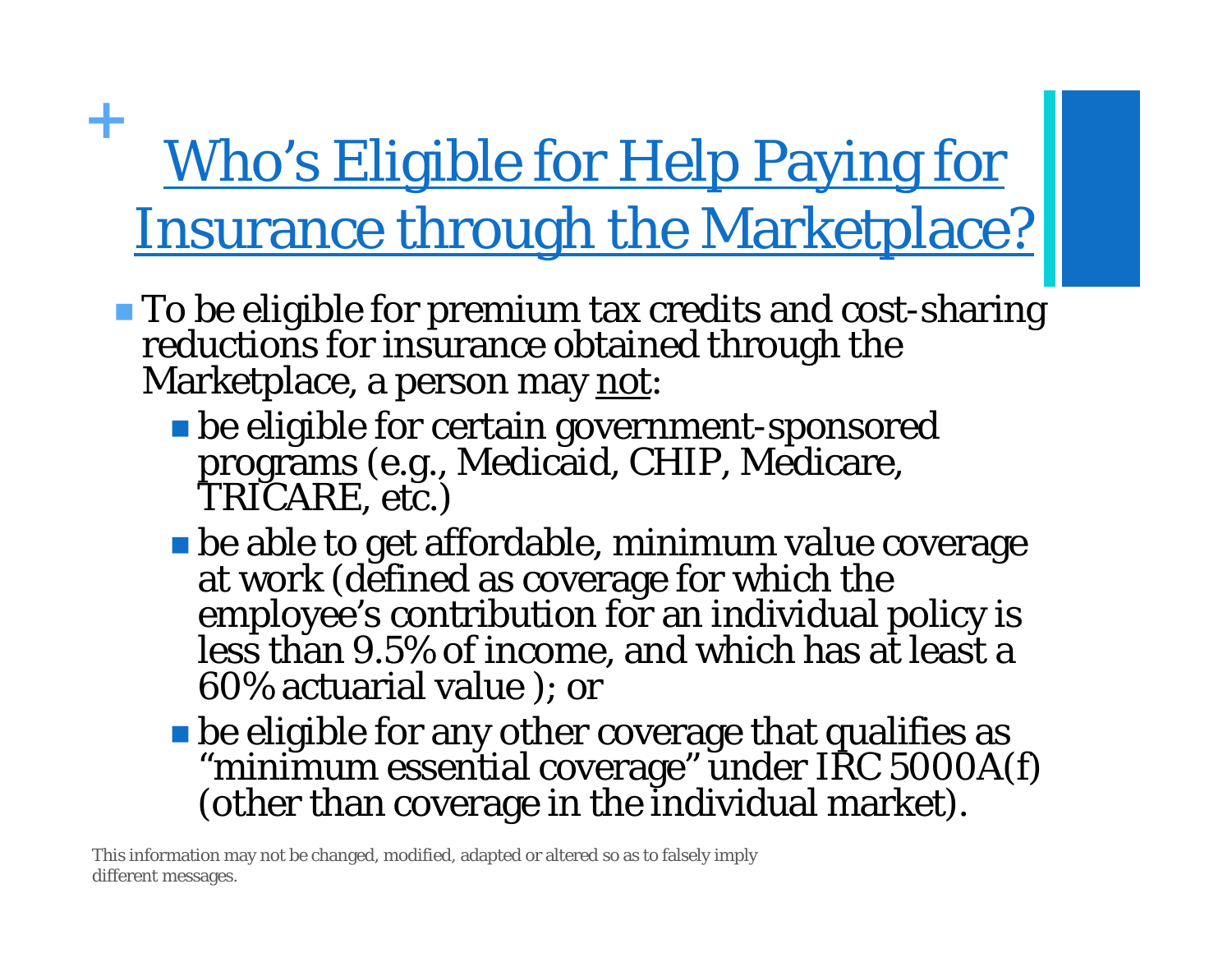# Who's Eligible for Help Paying for Insurance through the Marketplace?

- To be eligible for premium tax credits and cost-sharing reductions for insurance obtained through the Marketplace, a person may not:
  - be eligible for certain government-sponsored programs (e.g., Medicaid, CHIP, Medicare, TRICARE, etc.)
  - be able to get affordable, minimum value coverage at work (defined as coverage for which the employee's contribution for an individual policy is less than 9.5% of income, and which has at least a 60% actuarial value ); or
  - be eligible for any other coverage that qualifies as "minimum essential coverage" under IRC 5000A(f) (other than coverage in the individual market).

This information may not be changed, modified, adapted or altered so as to falsely imply different messages.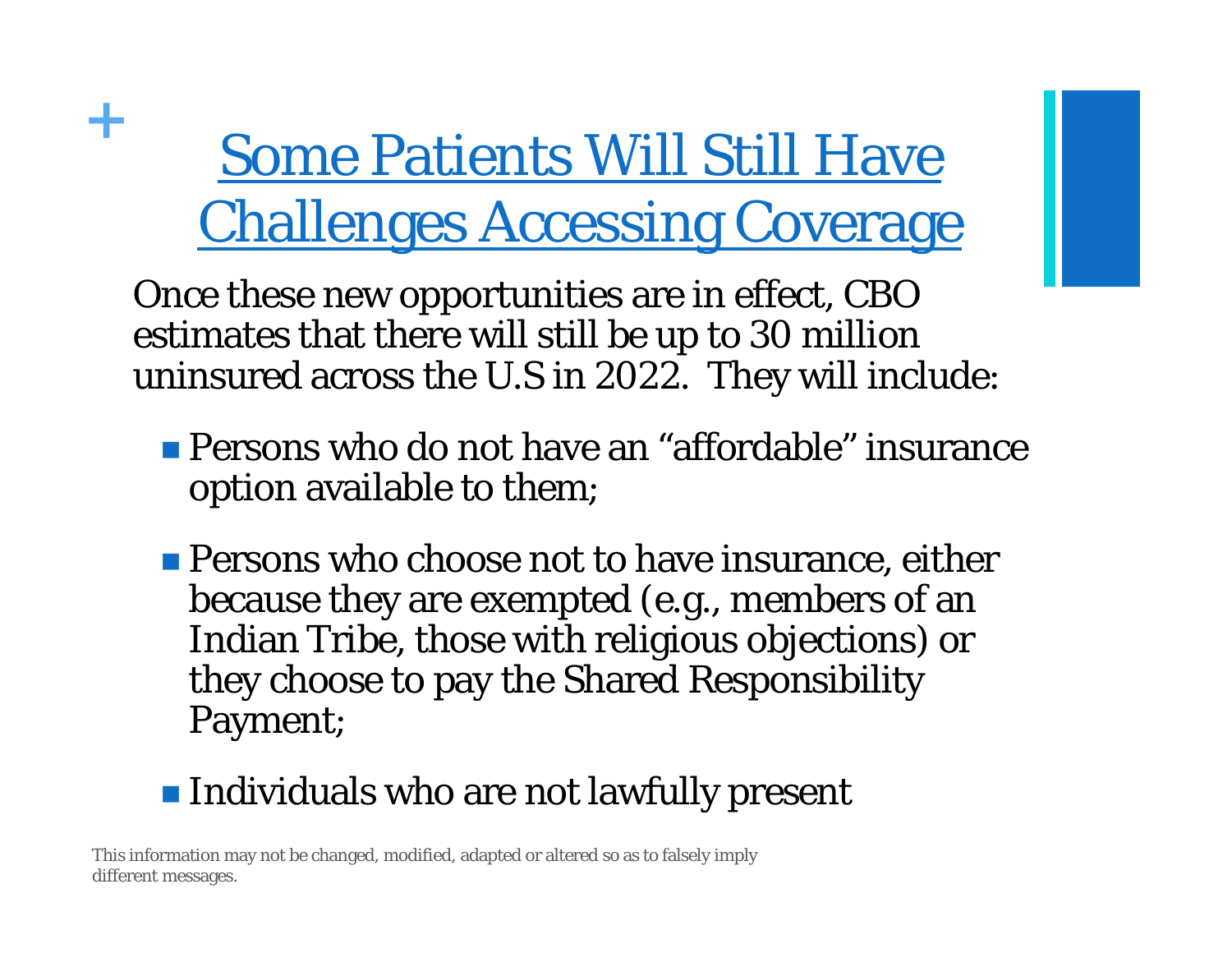# Some Patients Will Still Have Challenges Accessing Coverage

Once these new opportunities are in effect, CBO estimates that there will still be up to 30 million uninsured across the U.S in 2022. They will include:

- Persons who do not have an "affordable" insurance option available to them;
- Persons who choose not to have insurance, either because they are exempted (e.g., members of an Indian Tribe, those with religious objections) or they choose to pay the Shared Responsibility Payment;
- Individuals who are not lawfully present

This information may not be changed, modified, adapted or altered so as to falsely imply different messages.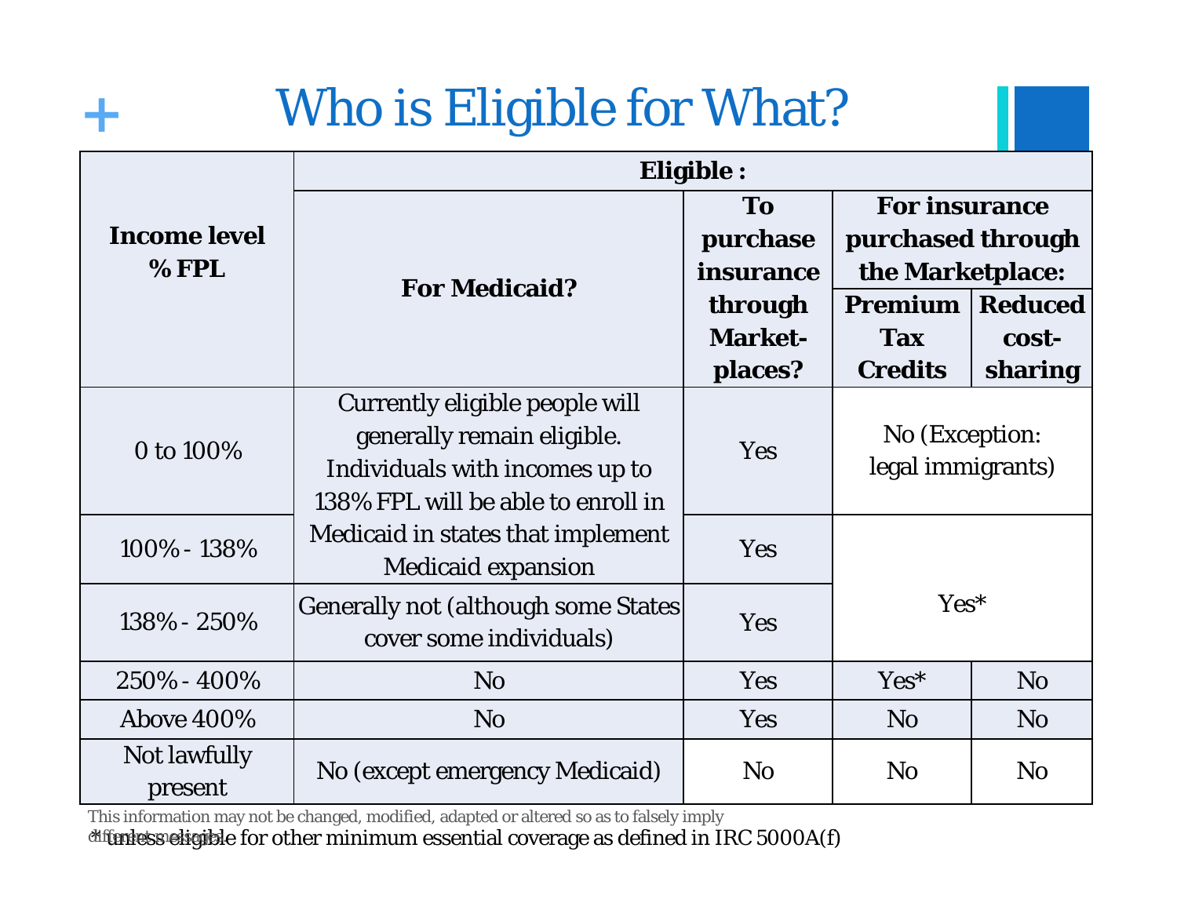# Who is Eligible for What?

| Income level % FPL | Eligible: | | | |
|---|---|---|---|---|
| | For Medicaid? | To purchase insurance through Market-places? | For insurance purchased through the Marketplace: Premium Tax Credits | For insurance purchased through the Marketplace: Reduced cost-sharing |
| 0 to 100% | Currently eligible people will generally remain eligible. Individuals with incomes up to 138% FPL will be able to enroll in Medicaid in states that implement Medicaid expansion | Yes | No (Exception: legal immigrants) | No (Exception: legal immigrants) |
| 100% - 138% | Currently eligible people will generally remain eligible. Individuals with incomes up to 138% FPL will be able to enroll in Medicaid in states that implement Medicaid expansion | Yes | Yes* | Yes* |
| 138% - 250% | Generally not (although some States cover some individuals) | Yes | Yes* | Yes* |
| 250% - 400% | No | Yes | Yes* | No |
| Above 400% | No | Yes | No | No |
| Not lawfully present | No (except emergency Medicaid) | No | No | No |

This information may not be changed, modified, adapted or altered so as to falsely imply different meaning.

*unless eligible for other minimum essential coverage as defined in IRC 5000A(f)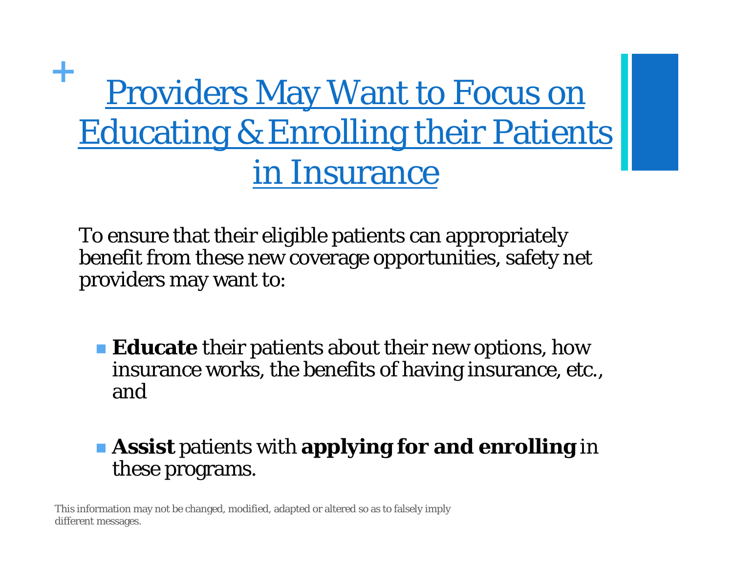# Providers May Want to Focus on Educating & Enrolling their Patients in Insurance

To ensure that their eligible patients can appropriately benefit from these new coverage opportunities, safety net providers may want to:

- **Educate** their patients about their new options, how insurance works, the benefits of having insurance, etc., and
- **Assist** patients with **applying for and enrolling** in these programs.

This information may not be changed, modified, adapted or altered so as to falsely imply different messages.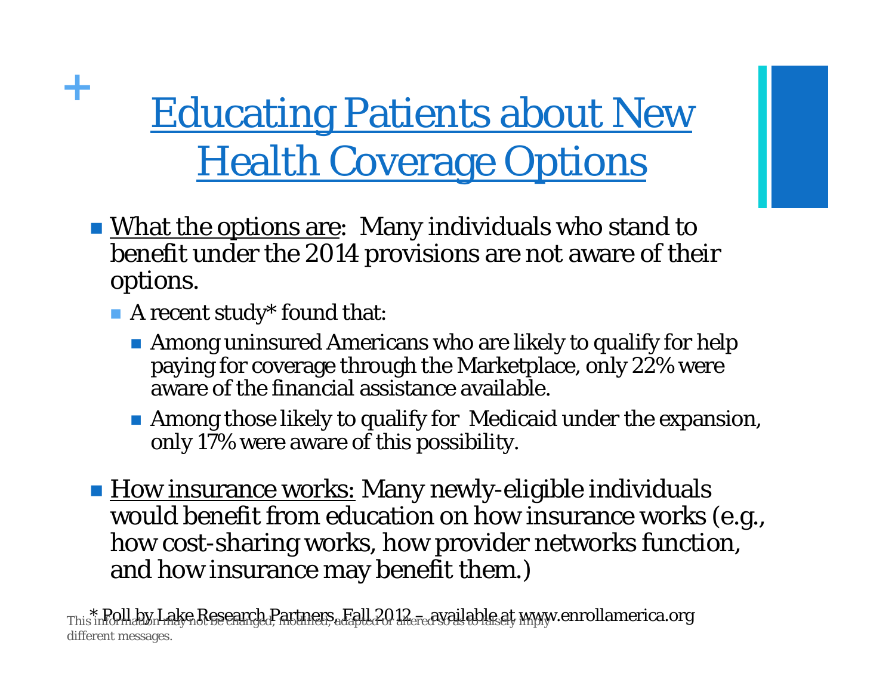# Educating Patients about New Health Coverage Options

- What the options are: Many individuals who stand to benefit under the 2014 provisions are not aware of their options.
  - A recent study* found that:
    - Among uninsured Americans who are likely to qualify for help paying for coverage through the Marketplace, only 22% were aware of the financial assistance available.
    - Among those likely to qualify for Medicaid under the expansion, only 17% were aware of this possibility.
- How insurance works: Many newly-eligible individuals would benefit from education on how insurance works (e.g., how cost-sharing works, how provider networks function, and how insurance may benefit them.)

* Poll by Lake Research Partners, Fall 2012 – available at www.enrollamerica.org

This information may not be changed, modified, adapted or altered so as to falsely imply different messages.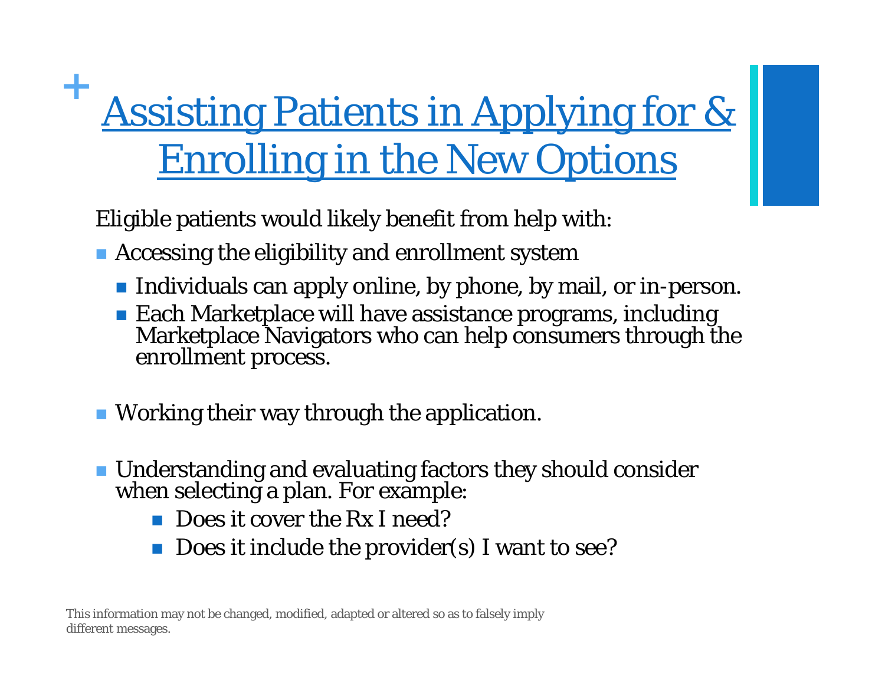# Assisting Patients in Applying for & Enrolling in the New Options

Eligible patients would likely benefit from help with:

- Accessing the eligibility and enrollment system
  - Individuals can apply online, by phone, by mail, or in-person.
  - Each Marketplace will have assistance programs, including Marketplace Navigators who can help consumers through the enrollment process.
- Working their way through the application.
- Understanding and evaluating factors they should consider when selecting a plan. For example:
  - Does it cover the Rx I need?
  - Does it include the provider(s) I want to see?

This information may not be changed, modified, adapted or altered so as to falsely imply different messages.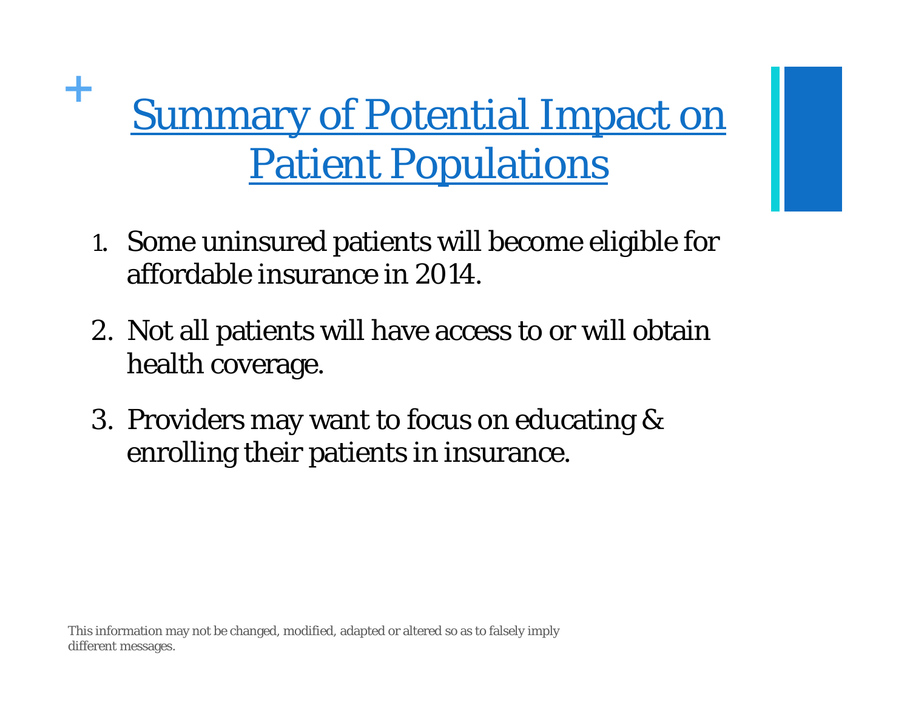# Summary of Potential Impact on Patient Populations

1. Some uninsured patients will become eligible for affordable insurance in 2014.

2. Not all patients will have access to or will obtain health coverage.

3. Providers may want to focus on educating & enrolling their patients in insurance.

This information may not be changed, modified, adapted or altered so as to falsely imply different messages.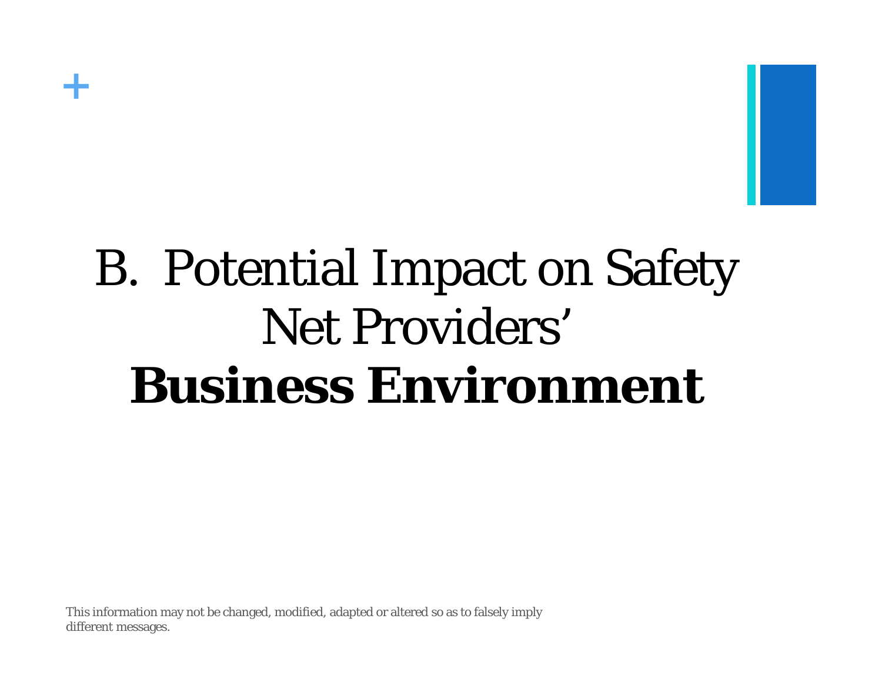# B. Potential Impact on Safety Net Providers' **Business Environment**

This information may not be changed, modified, adapted or altered so as to falsely imply different messages.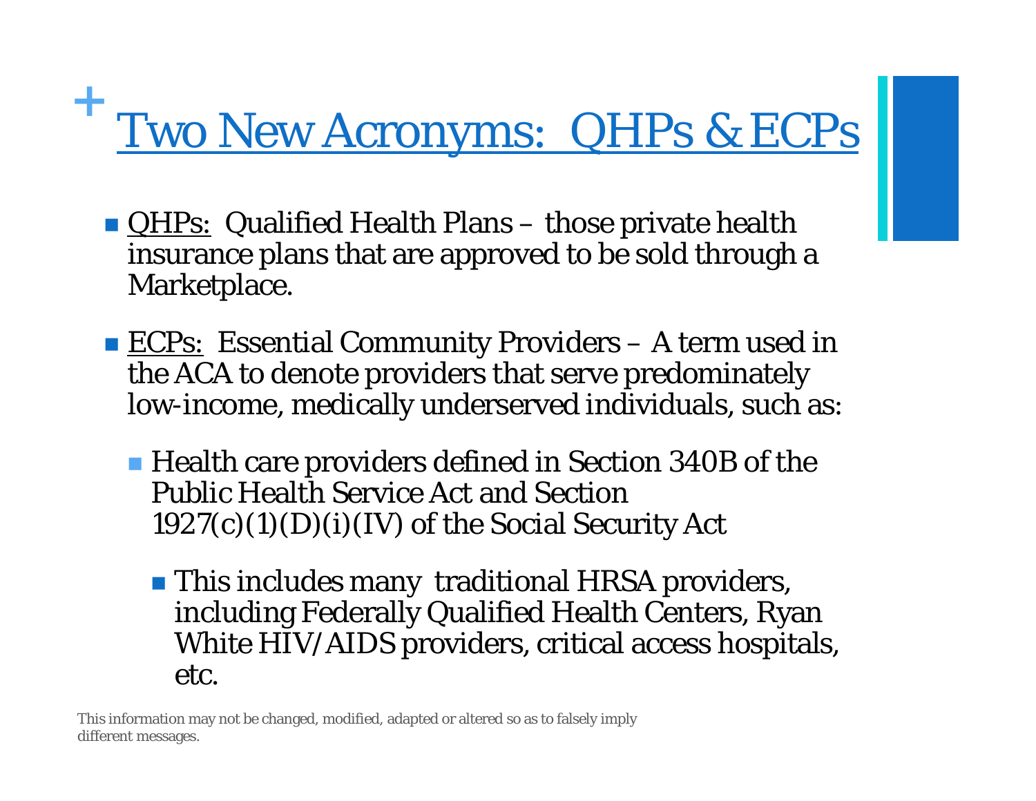# Two New Acronyms: QHPs & ECPs

- QHPs: Qualified Health Plans – those private health insurance plans that are approved to be sold through a Marketplace.

- ECPs: Essential Community Providers – A term used in the ACA to denote providers that serve predominately low-income, medically underserved individuals, such as:
  - Health care providers defined in Section 340B of the Public Health Service Act and Section 1927(c)(1)(D)(i)(IV) of the Social Security Act
    - This includes many traditional HRSA providers, including Federally Qualified Health Centers, Ryan White HIV/AIDS providers, critical access hospitals, etc.

This information may not be changed, modified, adapted or altered so as to falsely imply different messages.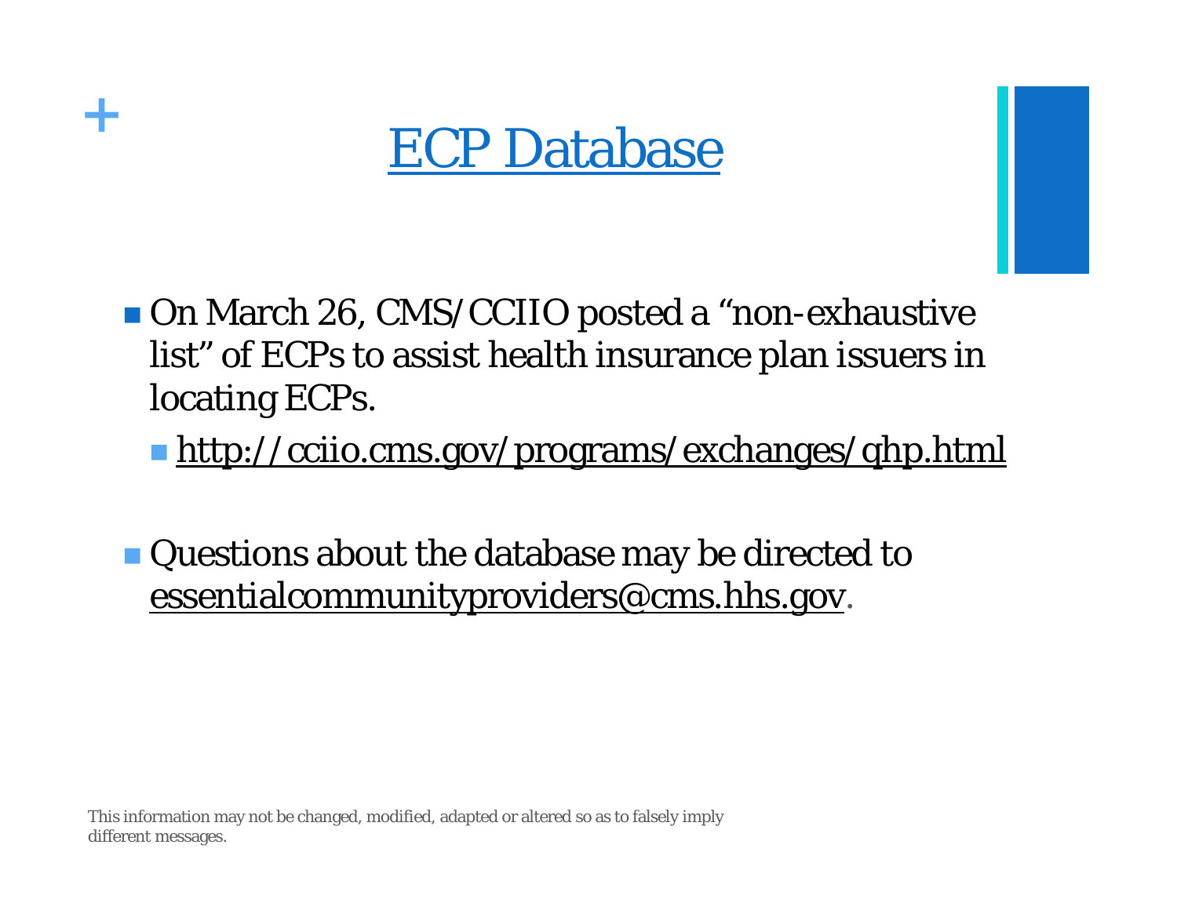# ECP Database

- On March 26, CMS/CCIIO posted a "non-exhaustive list" of ECPs to assist health insurance plan issuers in locating ECPs.
  - http://cciio.cms.gov/programs/exchanges/qhp.html

- Questions about the database may be directed to essentialcommunityproviders@cms.hhs.gov.

This information may not be changed, modified, adapted or altered so as to falsely imply different messages.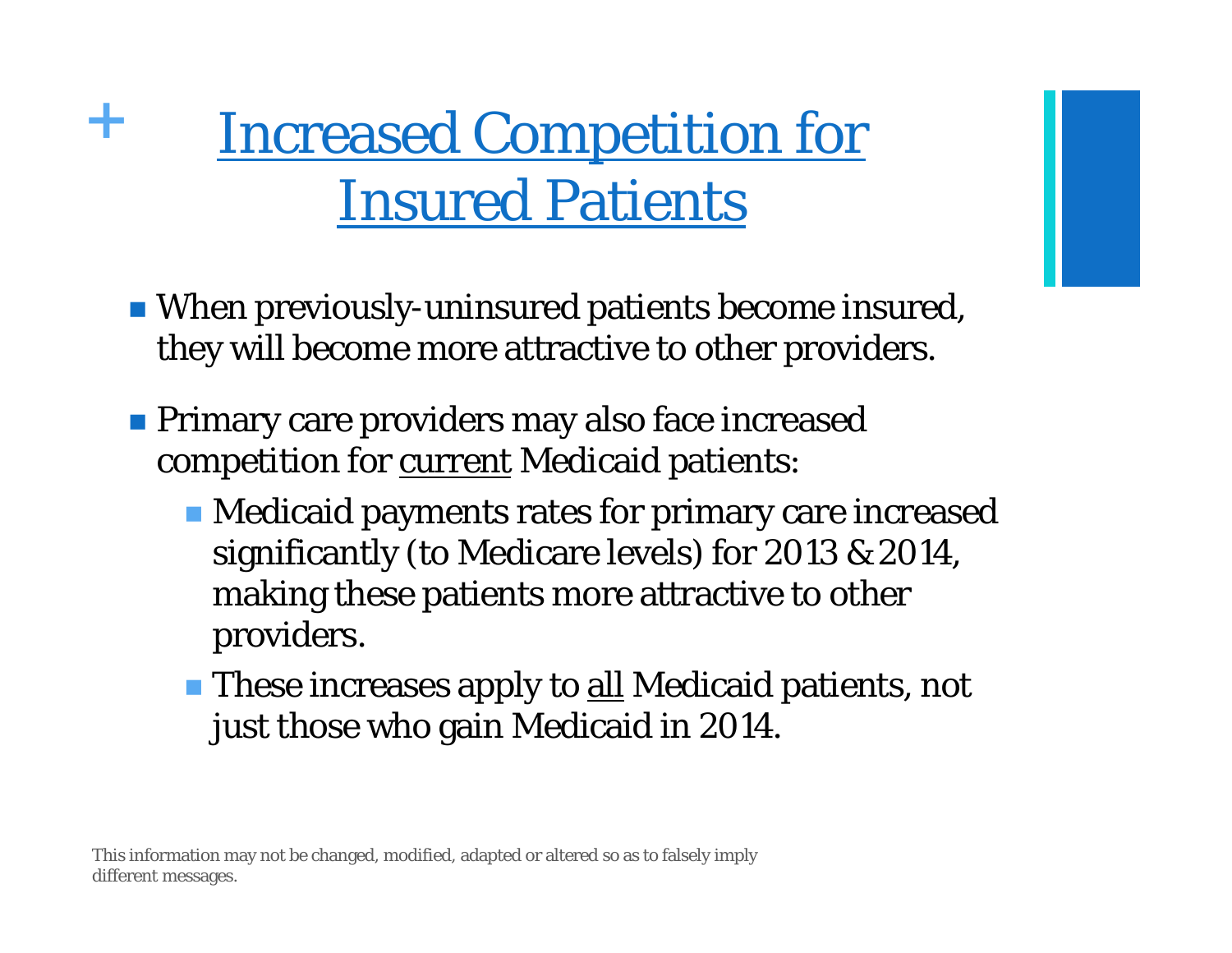# Increased Competition for Insured Patients

- When previously-uninsured patients become insured, they will become more attractive to other providers.
- Primary care providers may also face increased competition for current Medicaid patients:
  - Medicaid payments rates for primary care increased significantly (to Medicare levels) for 2013 & 2014, making these patients more attractive to other providers.
  - These increases apply to all Medicaid patients, not just those who gain Medicaid in 2014.

This information may not be changed, modified, adapted or altered so as to falsely imply different messages.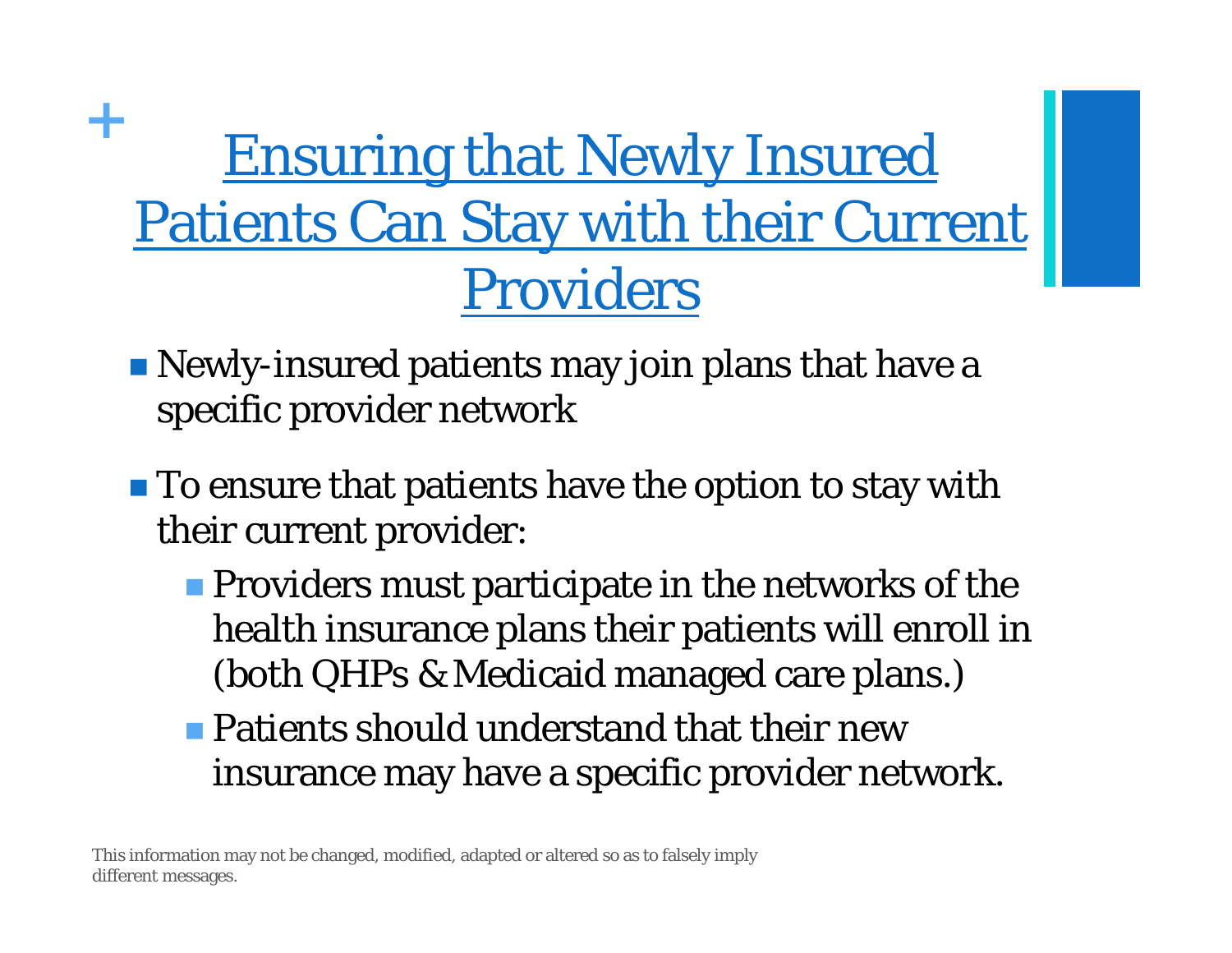# Ensuring that Newly Insured Patients Can Stay with their Current Providers

- Newly-insured patients may join plans that have a specific provider network
- To ensure that patients have the option to stay with their current provider:
  - Providers must participate in the networks of the health insurance plans their patients will enroll in (both QHPs & Medicaid managed care plans.)
  - Patients should understand that their new insurance may have a specific provider network.

This information may not be changed, modified, adapted or altered so as to falsely imply different messages.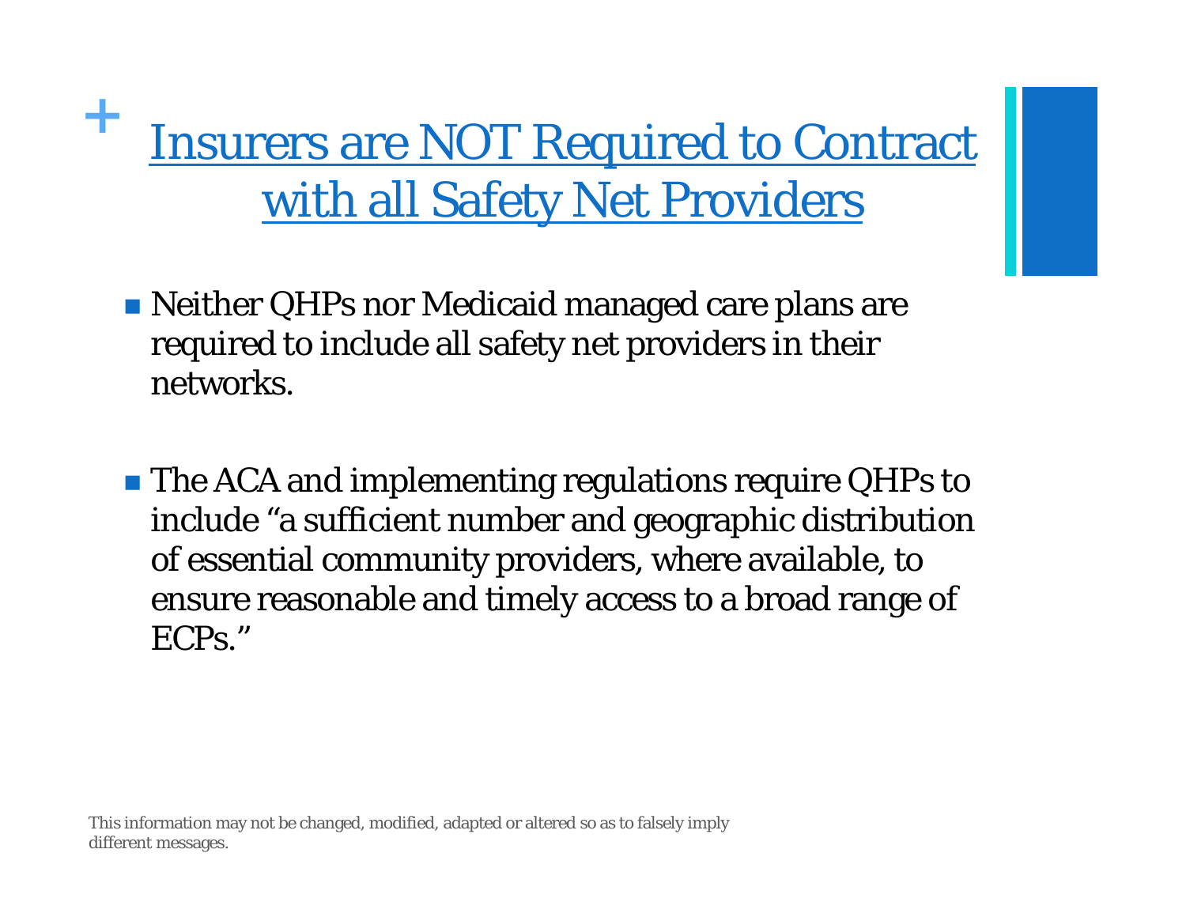# Insurers are NOT Required to Contract with all Safety Net Providers

- Neither QHPs nor Medicaid managed care plans are required to include all safety net providers in their networks.

- The ACA and implementing regulations require QHPs to include "a sufficient number and geographic distribution of essential community providers, where available, to ensure reasonable and timely access to a broad range of ECPs."

This information may not be changed, modified, adapted or altered so as to falsely imply different messages.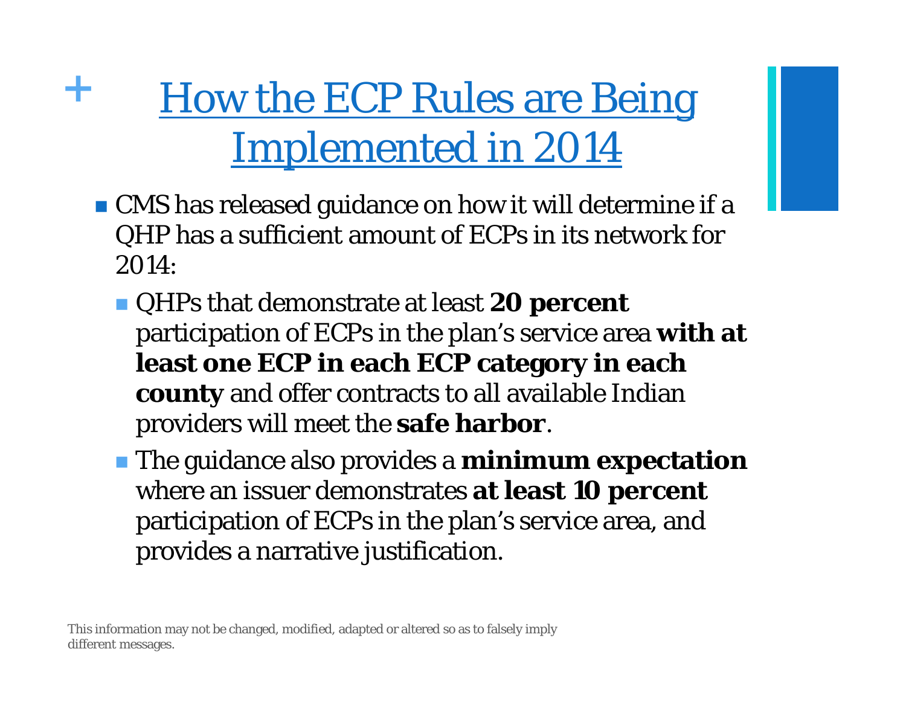# How the ECP Rules are Being Implemented in 2014

- CMS has released guidance on how it will determine if a QHP has a sufficient amount of ECPs in its network for 2014:
  - QHPs that demonstrate at least **20 percent** participation of ECPs in the plan's service area **with at least one ECP in each ECP category in each county** and offer contracts to all available Indian providers will meet the **safe harbor**.
  - The guidance also provides a **minimum expectation** where an issuer demonstrates **at least 10 percent** participation of ECPs in the plan's service area, and provides a narrative justification.

This information may not be changed, modified, adapted or altered so as to falsely imply different messages.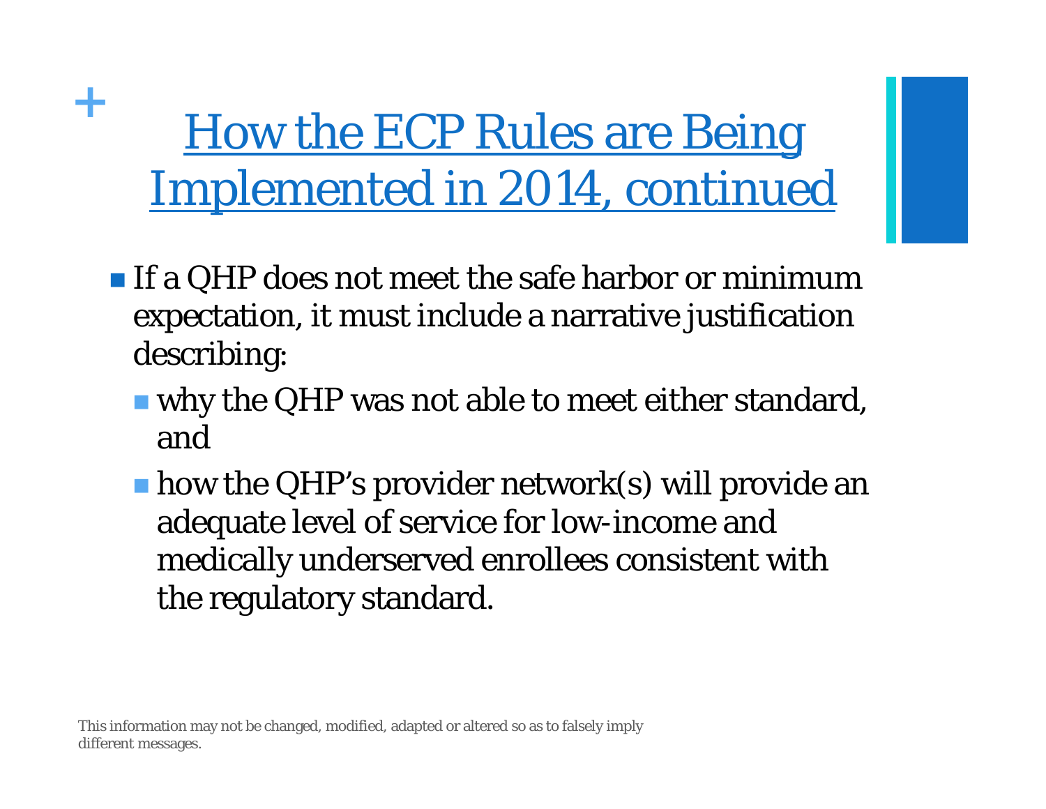# How the ECP Rules are Being Implemented in 2014, continued

- If a QHP does not meet the safe harbor or minimum expectation, it must include a narrative justification describing:
  - why the QHP was not able to meet either standard, and
  - how the QHP's provider network(s) will provide an adequate level of service for low-income and medically underserved enrollees consistent with the regulatory standard.

This information may not be changed, modified, adapted or altered so as to falsely imply different messages.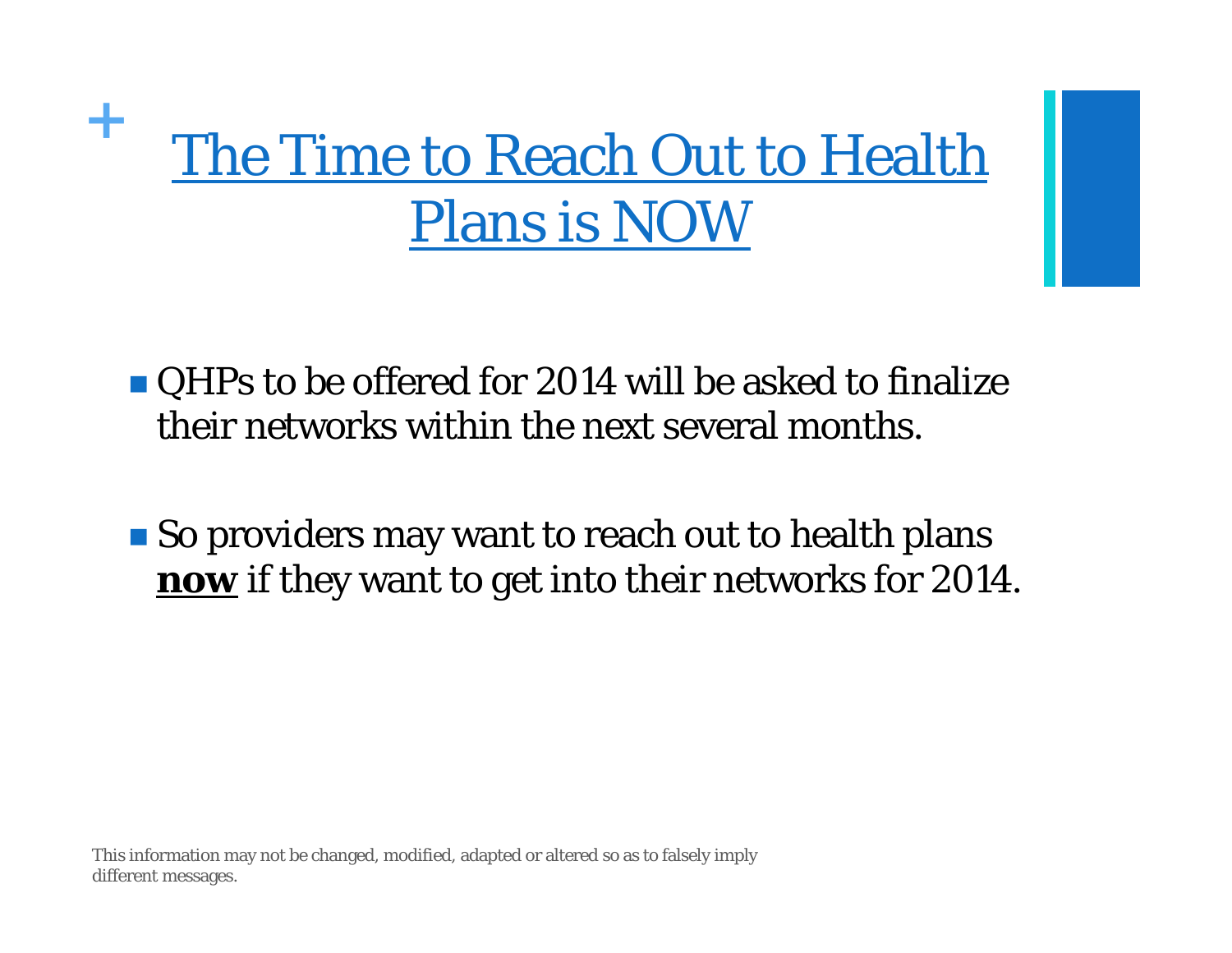# The Time to Reach Out to Health Plans is NOW

- QHPs to be offered for 2014 will be asked to finalize their networks within the next several months.

- So providers may want to reach out to health plans **now** if they want to get into their networks for 2014.

This information may not be changed, modified, adapted or altered so as to falsely imply different messages.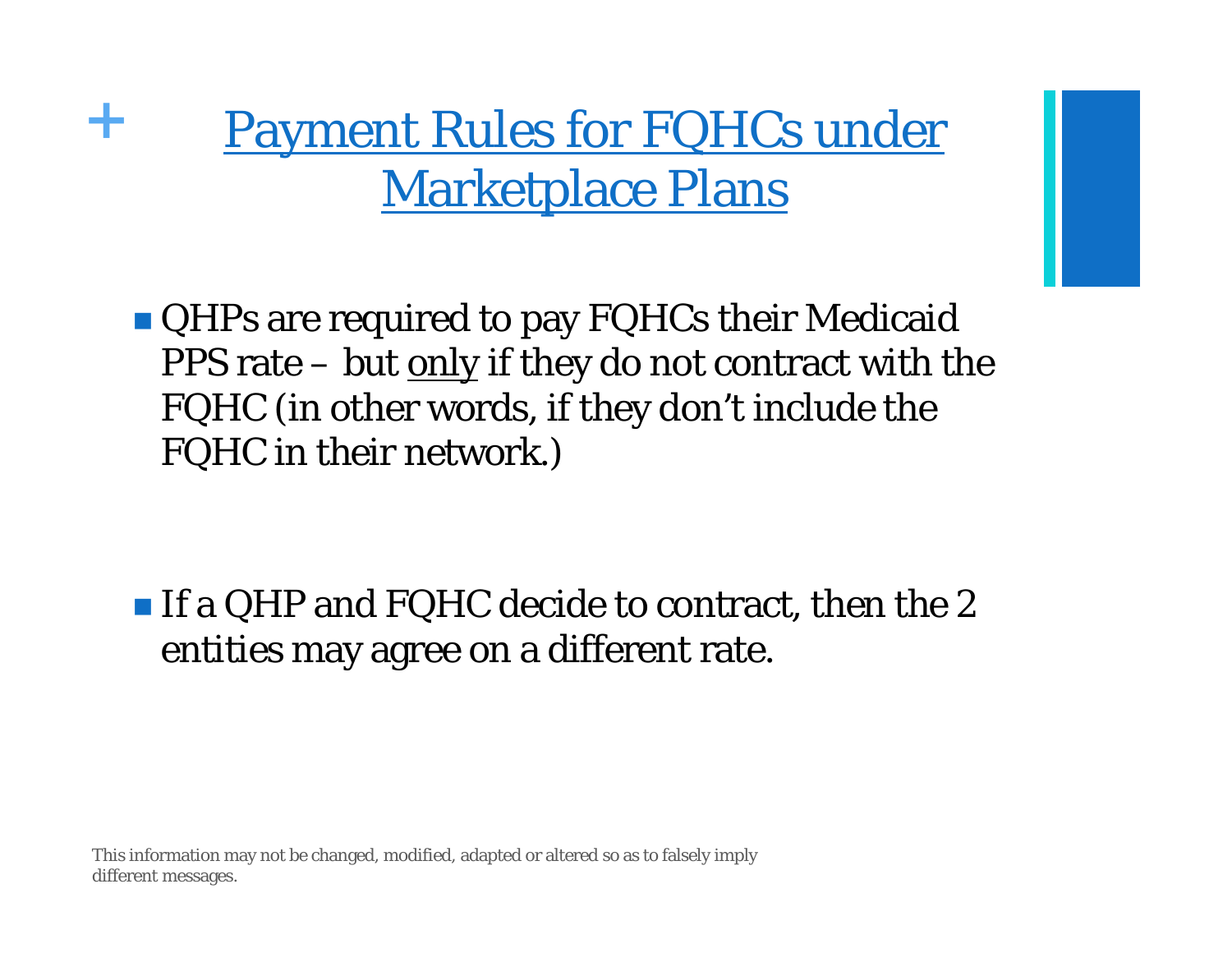# Payment Rules for FQHCs under Marketplace Plans

- QHPs are required to pay FQHCs their Medicaid PPS rate – but only if they do not contract with the FQHC (in other words, if they don't include the FQHC in their network.)

- If a QHP and FQHC decide to contract, then the 2 entities may agree on a different rate.

This information may not be changed, modified, adapted or altered so as to falsely imply different messages.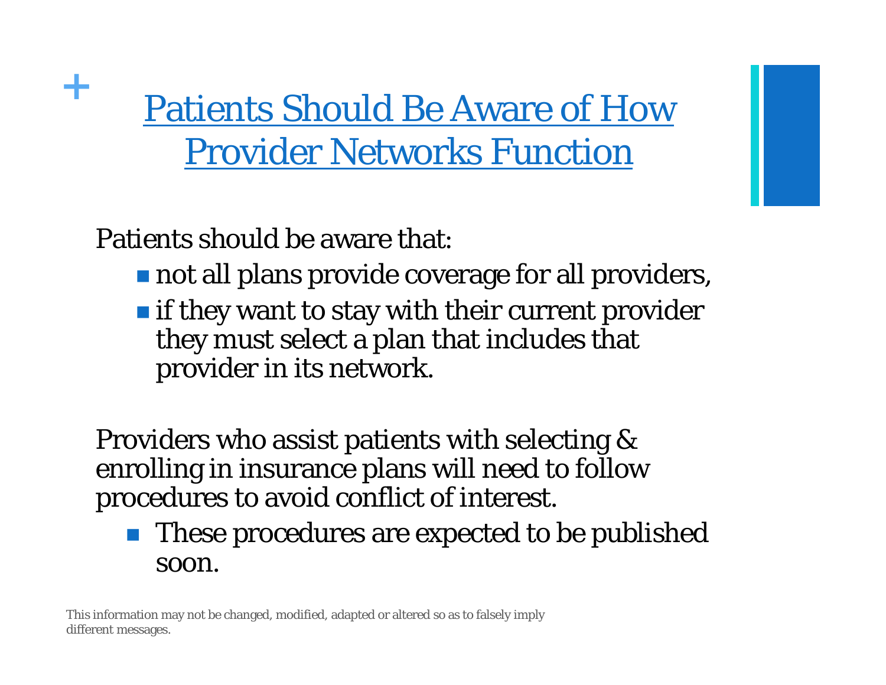# Patients Should Be Aware of How Provider Networks Function

Patients should be aware that:

- not all plans provide coverage for all providers,
- if they want to stay with their current provider they must select a plan that includes that provider in its network.

Providers who assist patients with selecting & enrolling in insurance plans will need to follow procedures to avoid conflict of interest.

- These procedures are expected to be published soon.

This information may not be changed, modified, adapted or altered so as to falsely imply different messages.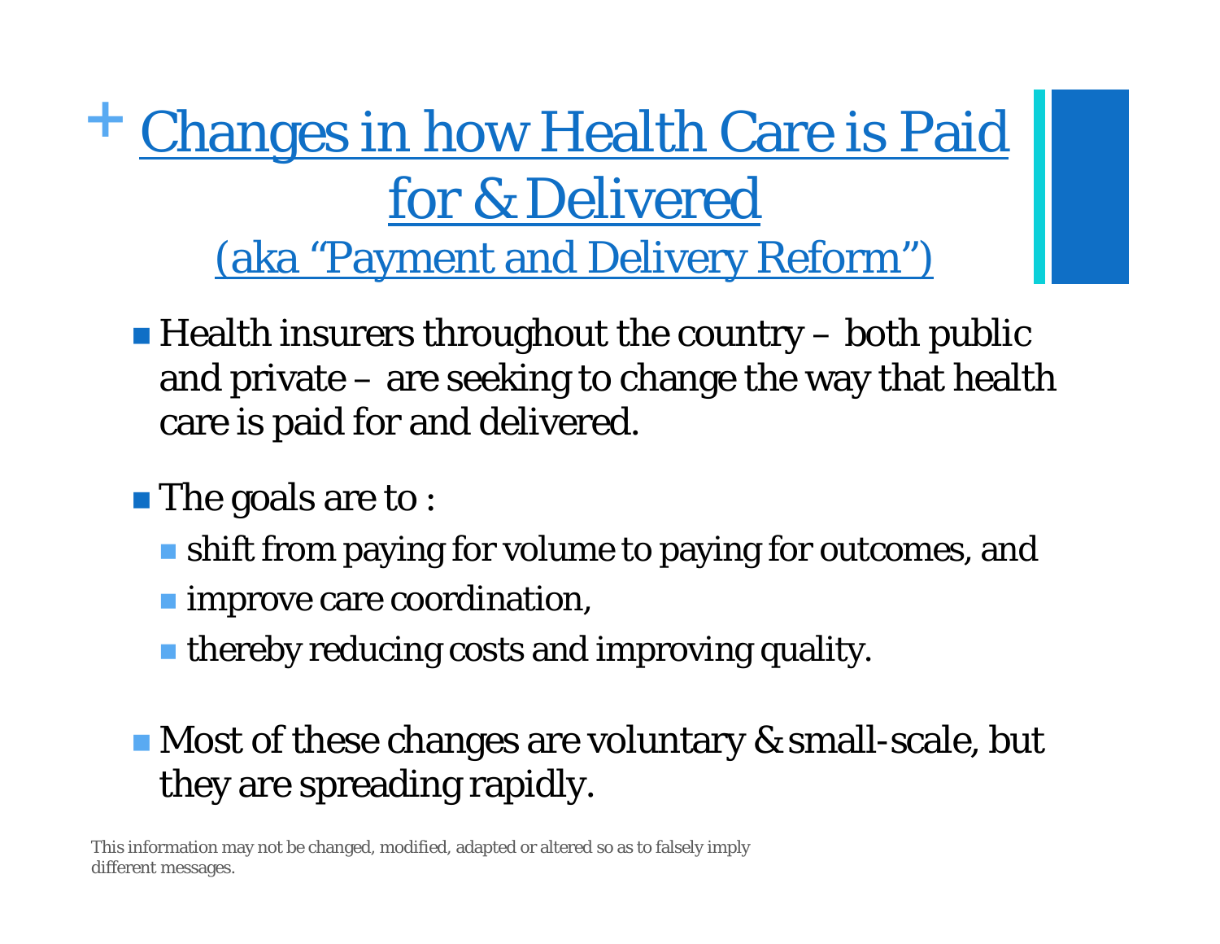# Changes in how Health Care is Paid for & Delivered

## (aka "Payment and Delivery Reform")

- Health insurers throughout the country – both public and private – are seeking to change the way that health care is paid for and delivered.
- The goals are to :
  - shift from paying for volume to paying for outcomes, and
  - improve care coordination,
  - thereby reducing costs and improving quality.
- Most of these changes are voluntary & small-scale, but they are spreading rapidly.

This information may not be changed, modified, adapted or altered so as to falsely imply different messages.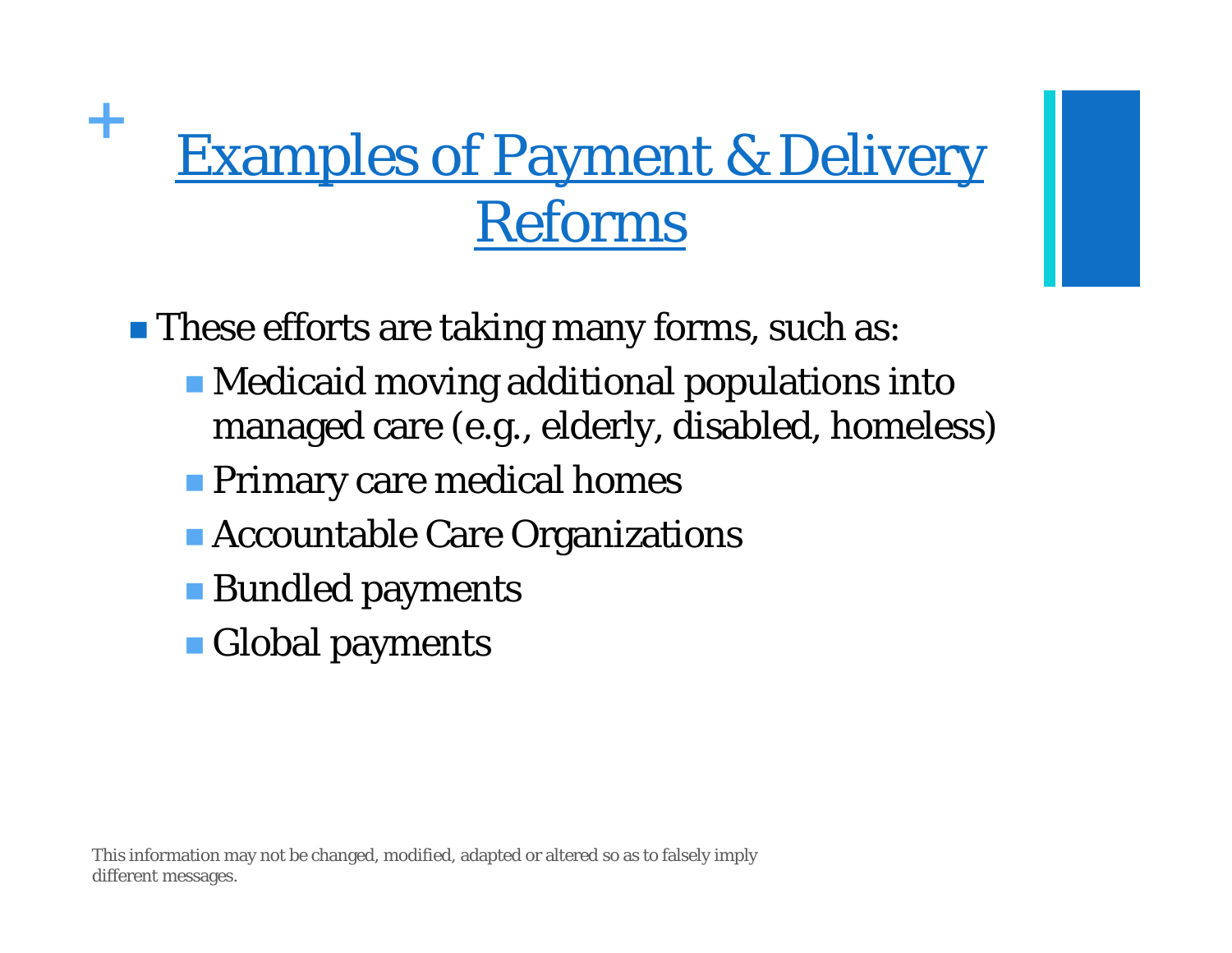# Examples of Payment & Delivery Reforms

- These efforts are taking many forms, such as:
  - Medicaid moving additional populations into managed care (e.g., elderly, disabled, homeless)
  - Primary care medical homes
  - Accountable Care Organizations
  - Bundled payments
  - Global payments

This information may not be changed, modified, adapted or altered so as to falsely imply different messages.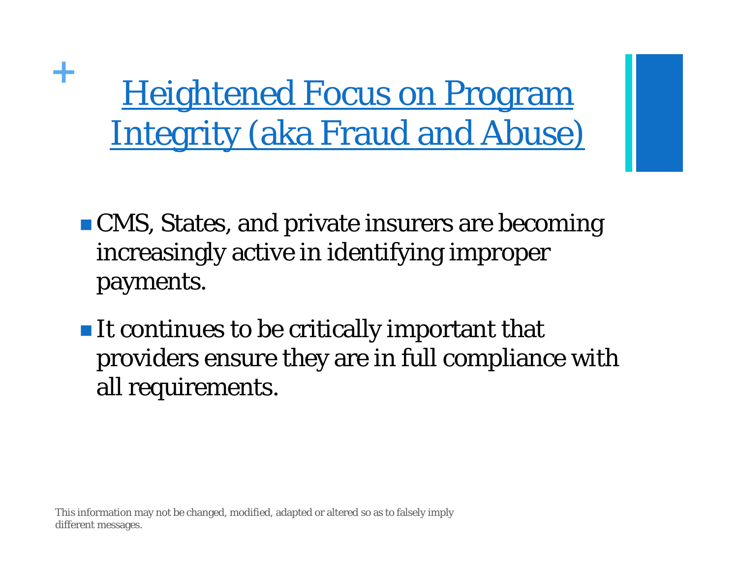# Heightened Focus on Program Integrity (aka Fraud and Abuse)

- CMS, States, and private insurers are becoming increasingly active in identifying improper payments.
- It continues to be critically important that providers ensure they are in full compliance with all requirements.

This information may not be changed, modified, adapted or altered so as to falsely imply different messages.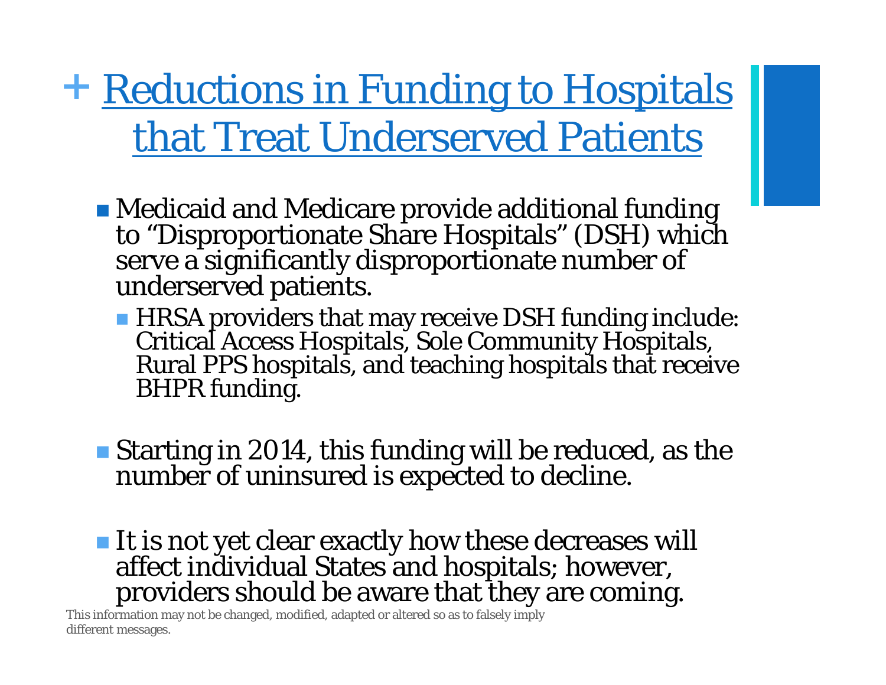# + Reductions in Funding to Hospitals that Treat Underserved Patients

- Medicaid and Medicare provide additional funding to "Disproportionate Share Hospitals" (DSH) which serve a significantly disproportionate number of underserved patients.
  - HRSA providers that may receive DSH funding include: Critical Access Hospitals, Sole Community Hospitals, Rural PPS hospitals, and teaching hospitals that receive BHPR funding.

- Starting in 2014, this funding will be reduced, as the number of uninsured is expected to decline.

- It is not yet clear exactly how these decreases will affect individual States and hospitals; however, providers should be aware that they are coming.

This information may not be changed, modified, adapted or altered so as to falsely imply different messages.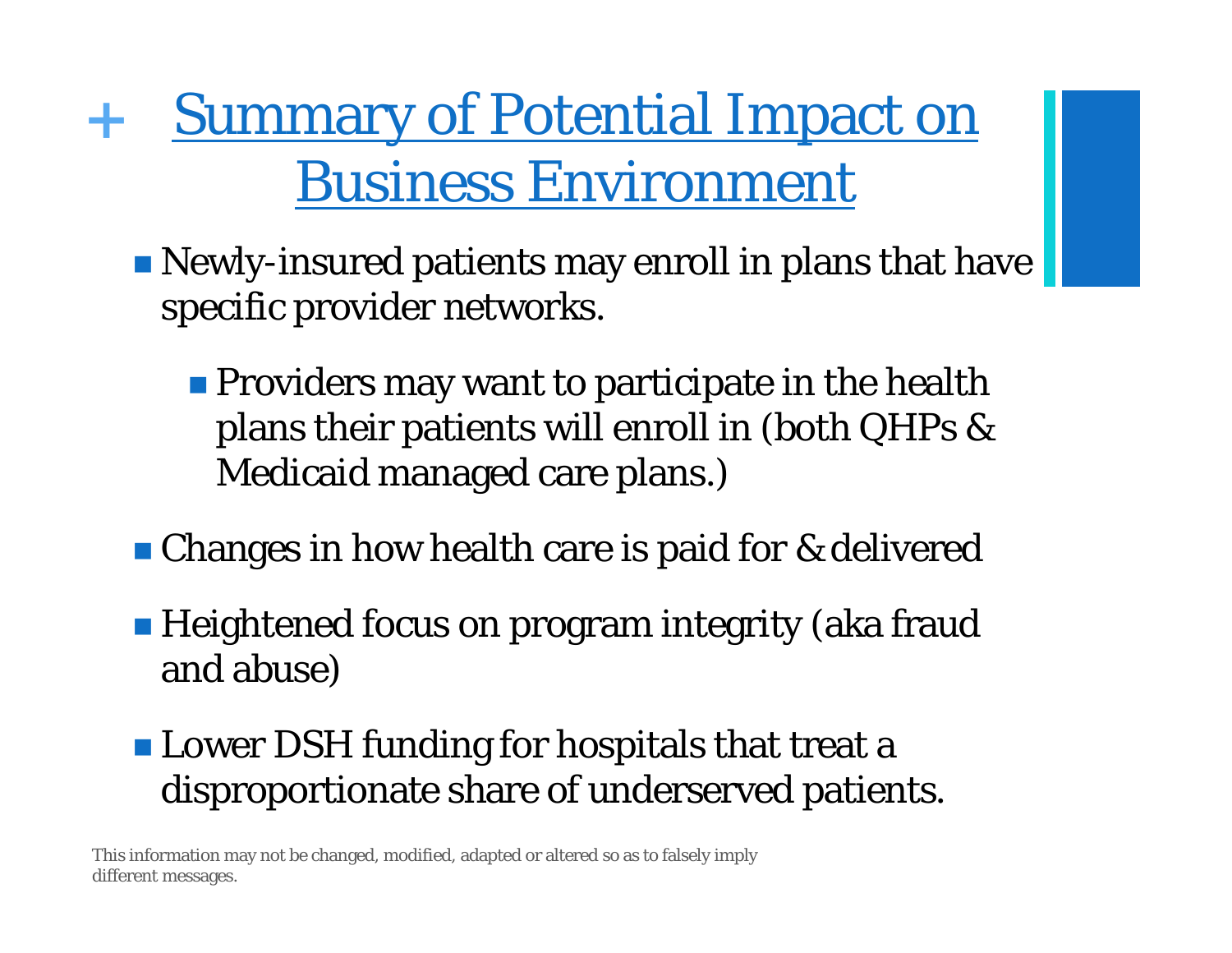# Summary of Potential Impact on Business Environment

- Newly-insured patients may enroll in plans that have specific provider networks.
  - Providers may want to participate in the health plans their patients will enroll in (both QHPs & Medicaid managed care plans.)
- Changes in how health care is paid for & delivered
- Heightened focus on program integrity (aka fraud and abuse)
- Lower DSH funding for hospitals that treat a disproportionate share of underserved patients.

This information may not be changed, modified, adapted or altered so as to falsely imply different messages.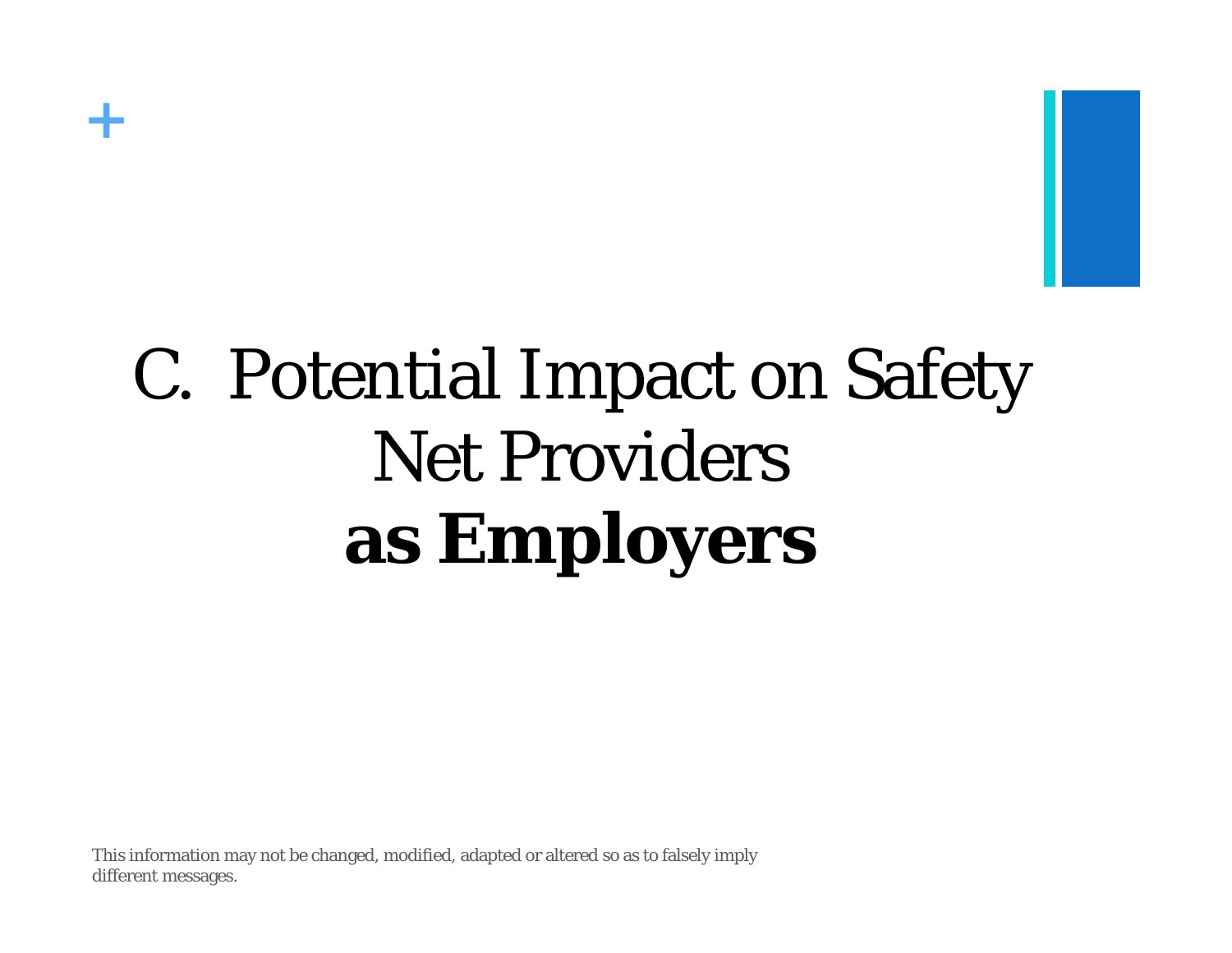# C. Potential Impact on Safety Net Providers **as Employers**

This information may not be changed, modified, adapted or altered so as to falsely imply different messages.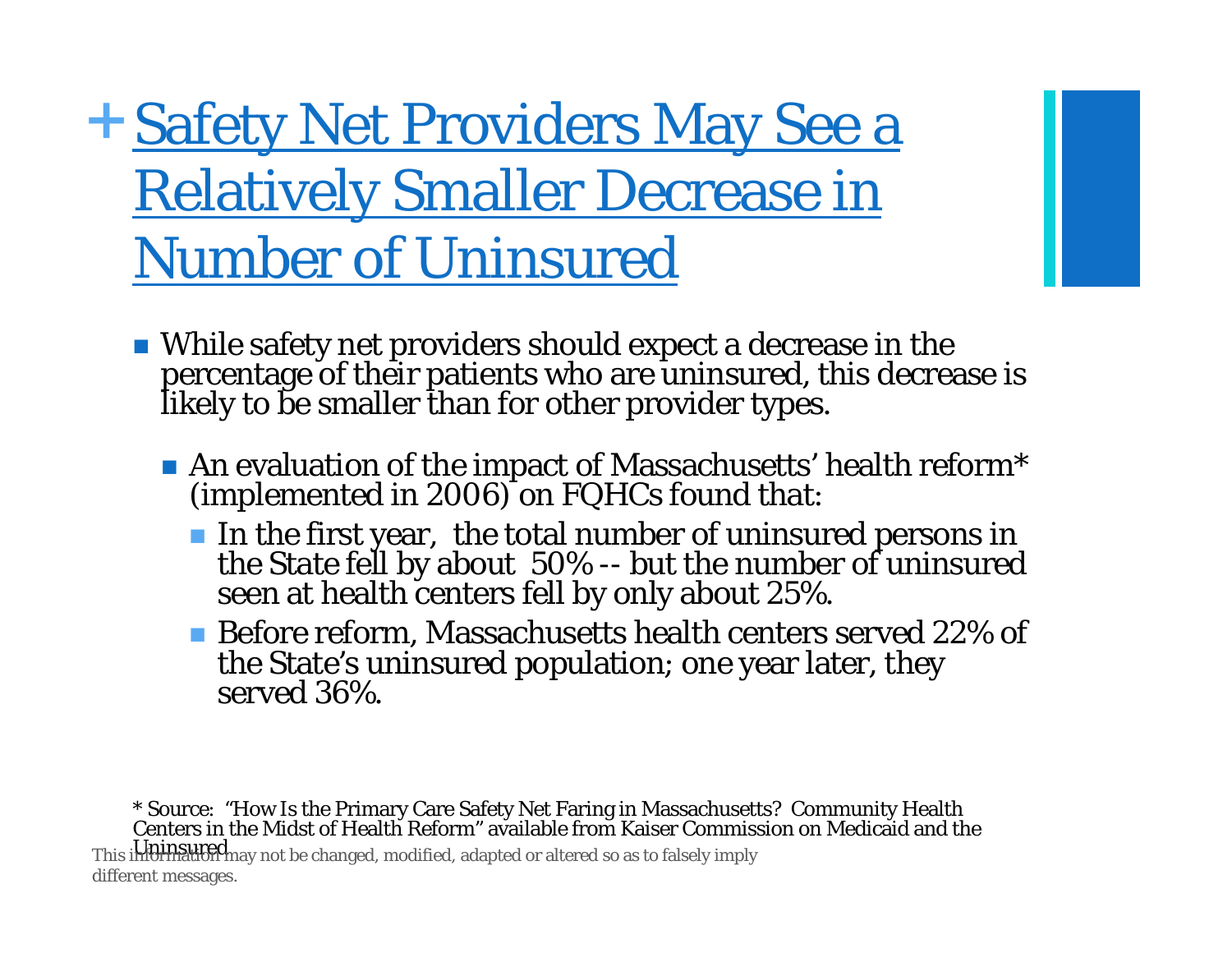# Safety Net Providers May See a Relatively Smaller Decrease in Number of Uninsured

- While safety net providers should expect a decrease in the percentage of their patients who are uninsured, this decrease is likely to be smaller than for other provider types.
  - An evaluation of the impact of Massachusetts' health reform* (implemented in 2006) on FQHCs found that:
    - In the first year, the total number of uninsured persons in the State fell by about 50% -- but the number of uninsured seen at health centers fell by only about 25%.
    - Before reform, Massachusetts health centers served 22% of the State's uninsured population; one year later, they served 36%.

* Source: "How Is the Primary Care Safety Net Faring in Massachusetts? Community Health Centers in the Midst of Health Reform" available from Kaiser Commission on Medicaid and the Uninsured

This information may not be changed, modified, adapted or altered so as to falsely imply different messages.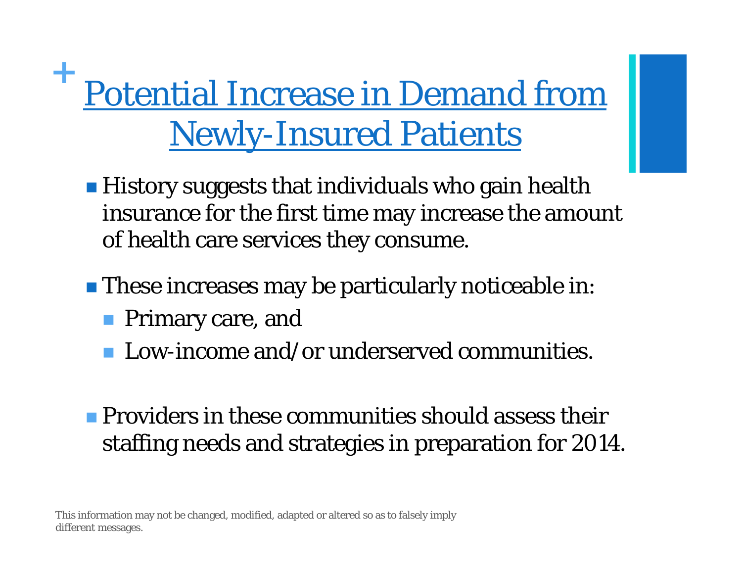# Potential Increase in Demand from Newly-Insured Patients

- History suggests that individuals who gain health insurance for the first time may increase the amount of health care services they consume.

- These increases may be particularly noticeable in:
  - Primary care, and
  - Low-income and/or underserved communities.

- Providers in these communities should assess their staffing needs and strategies in preparation for 2014.

This information may not be changed, modified, adapted or altered so as to falsely imply different messages.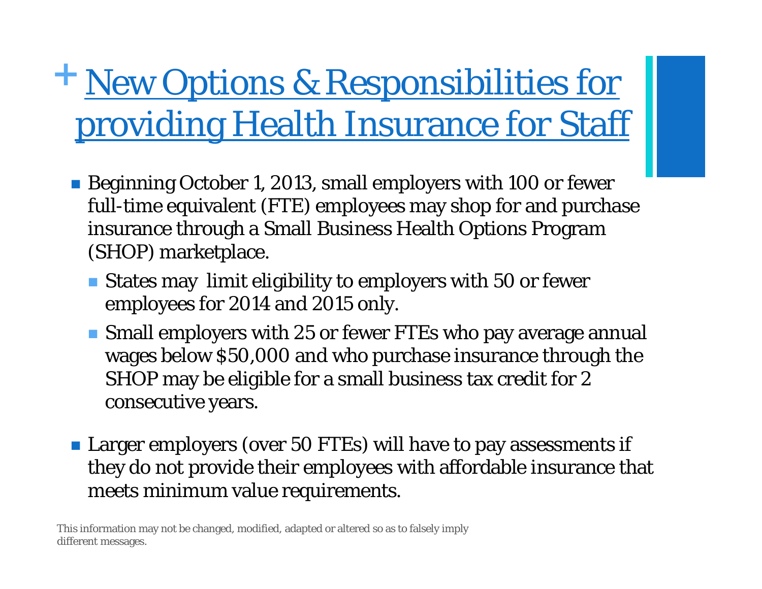# New Options & Responsibilities for providing Health Insurance for Staff

- Beginning October 1, 2013, small employers with 100 or fewer full-time equivalent (FTE) employees may shop for and purchase insurance through a Small Business Health Options Program (SHOP) marketplace.
  - States may limit eligibility to employers with 50 or fewer employees for 2014 and 2015 only.
  - Small employers with 25 or fewer FTEs who pay average annual wages below $50,000 and who purchase insurance through the SHOP may be eligible for a small business tax credit for 2 consecutive years.
- Larger employers (over 50 FTEs) will have to pay assessments if they do not provide their employees with affordable insurance that meets minimum value requirements.

This information may not be changed, modified, adapted or altered so as to falsely imply different messages.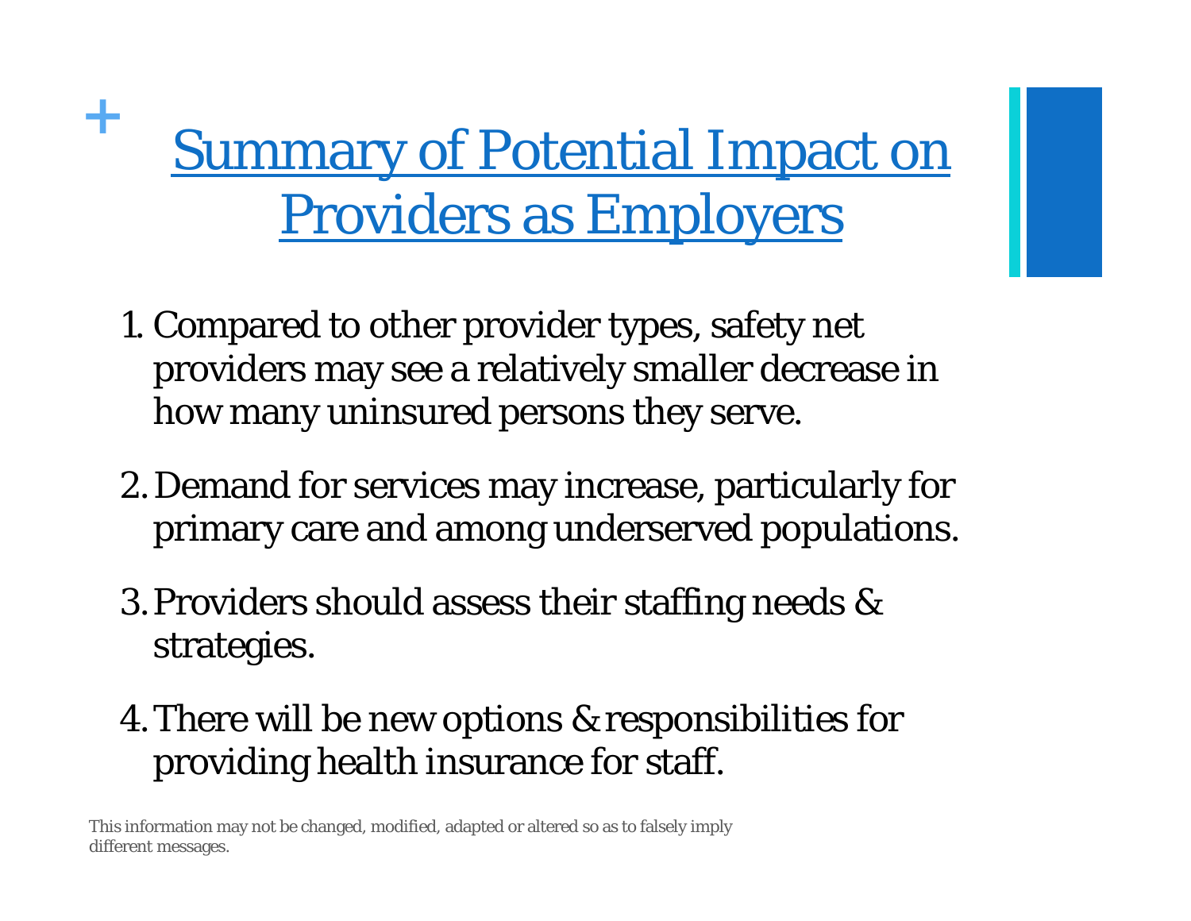# Summary of Potential Impact on Providers as Employers

1. Compared to other provider types, safety net providers may see a relatively smaller decrease in how many uninsured persons they serve.

2. Demand for services may increase, particularly for primary care and among underserved populations.

3. Providers should assess their staffing needs & strategies.

4. There will be new options & responsibilities for providing health insurance for staff.

This information may not be changed, modified, adapted or altered so as to falsely imply different messages.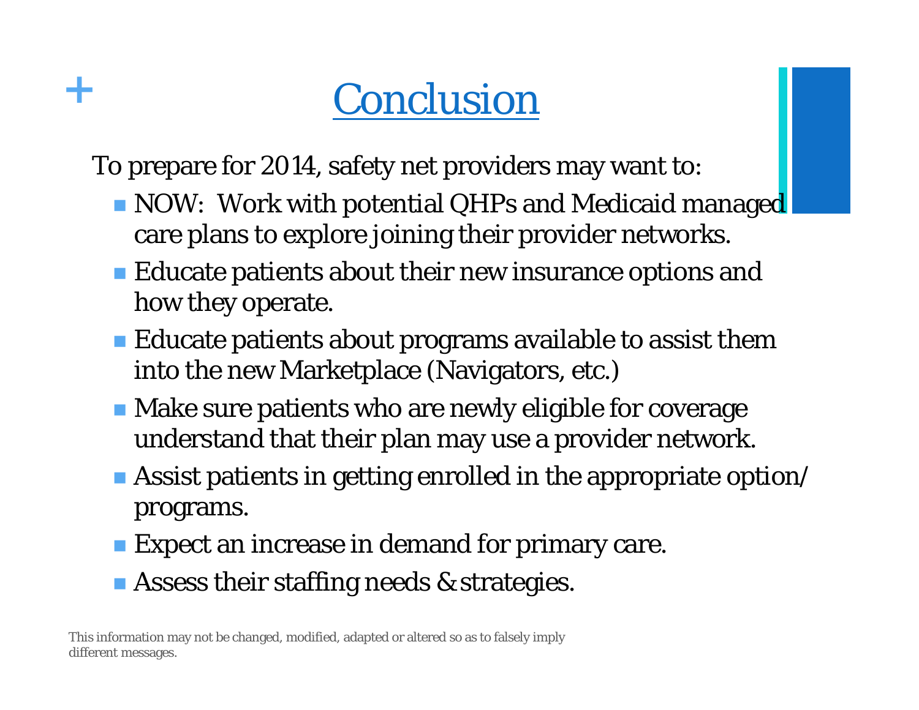# Conclusion

To prepare for 2014, safety net providers may want to:

- NOW: Work with potential QHPs and Medicaid managed care plans to explore joining their provider networks.
- Educate patients about their new insurance options and how they operate.
- Educate patients about programs available to assist them into the new Marketplace (Navigators, etc.)
- Make sure patients who are newly eligible for coverage understand that their plan may use a provider network.
- Assist patients in getting enrolled in the appropriate option/ programs.
- Expect an increase in demand for primary care.
- Assess their staffing needs & strategies.

This information may not be changed, modified, adapted or altered so as to falsely imply different messages.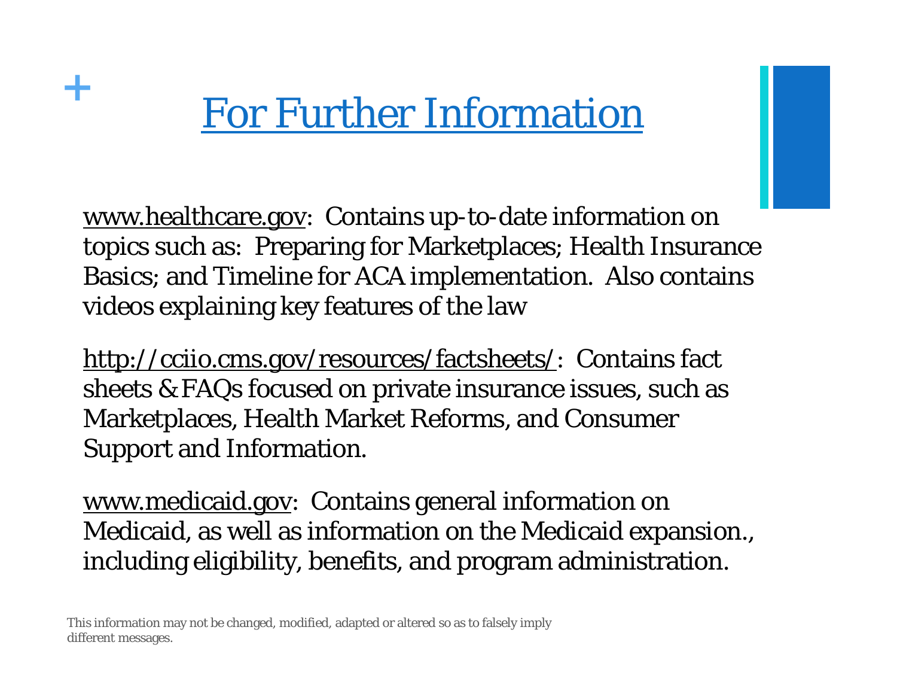# For Further Information

www.healthcare.gov: Contains up-to-date information on topics such as: Preparing for Marketplaces; Health Insurance Basics; and Timeline for ACA implementation. Also contains videos explaining key features of the law

http://cciio.cms.gov/resources/factsheets/: Contains fact sheets & FAQs focused on private insurance issues, such as Marketplaces, Health Market Reforms, and Consumer Support and Information.

www.medicaid.gov: Contains general information on Medicaid, as well as information on the Medicaid expansion., including eligibility, benefits, and program administration.

This information may not be changed, modified, adapted or altered so as to falsely imply different messages.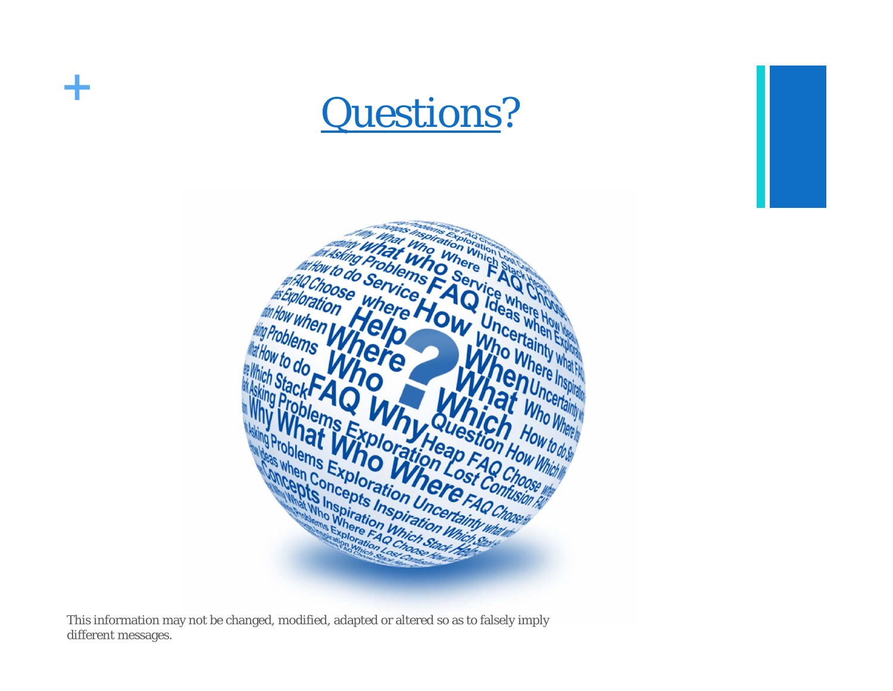# Questions?

This information may not be changed, modified, adapted or altered so as to falsely imply different messages.